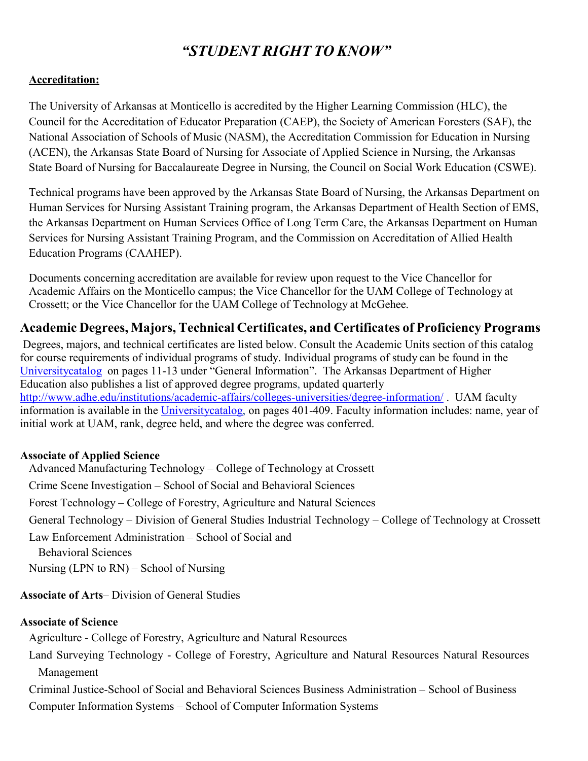# *"STUDENT RIGHT TO KNOW"*

**Accreditation:**

The University of Arkansas at Monticello is accredited by the Higher Learning Commission (HLC), the Council for the Accreditation of Educator Preparation (CAEP), the Society of American Foresters (SAF), the National Association of Schools of Music (NASM), the Accreditation Commission for Education in Nursing (ACEN), the Arkansas State Board of Nursing for Associate of Applied Science in Nursing, the Arkansas State Board of Nursing for Baccalaureate Degree in Nursing, the Council on Social Work Education (CSWE).

Technical programs have been approved by the Arkansas State Board of Nursing, the Arkansas Department on Human Services for Nursing Assistant Training program, the Arkansas Department of Health Section of EMS, the Arkansas Department on Human Services Office of Long Term Care, the Arkansas Department on Human Services for Nursing Assistant Training Program, and the Commission on Accreditation of Allied Health Education Programs (CAAHEP).

Documents concerning accreditation are available for review upon request to the Vice Chancellor for Academic Affairs on the Monticello campus; the Vice Chancellor for the UAM College of Technology at Crossett; or the Vice Chancellor for the UAM College of Technology at McGehee.

## Academic Degrees, Majors, Technical Certificates, and Certificates of Proficiency Programs

Degrees, majors, and technical certificates are listed below. Consult the Academic Units section of this catalog for course requirements of individual programs of study. Individual programs of study can be found in the Universitycatalog on pages 11-13 under "General Information". The Arkansas Department of Higher Education also publishes a list of approved degree programs, updated quarterly http://www.adhe.edu/institutions/academic-affairs/colleges-universities/degree-information/ . UAM faculty information is available in the Universitycatalog, on pages 401-409. Faculty information includes: name, year of initial work at UAM, rank, degree held, and where the degree was conferred.

**Associate of Applied Science**

Advanced Manufacturing Technology – College of Technology at Crossett

Crime Scene Investigation – School of Social and Behavioral Sciences

Forest Technology – College of Forestry, Agriculture and Natural Sciences

General Technology – Division of General Studies Industrial Technology – College of Technology at Crossett

Law Enforcement Administration – School of Social and Behavioral Sciences

Nursing (LPN to RN) – School of Nursing

**Associate of Arts**– Division of General Studies

**Associate of Science**

Agriculture - College of Forestry, Agriculture and Natural Resources

Land Surveying Technology - College of Forestry, Agriculture and Natural Resources Natural Resources Management

Criminal Justice-School of Social and Behavioral Sciences Business Administration – School of Business

Computer Information Systems – School of Computer Information Systems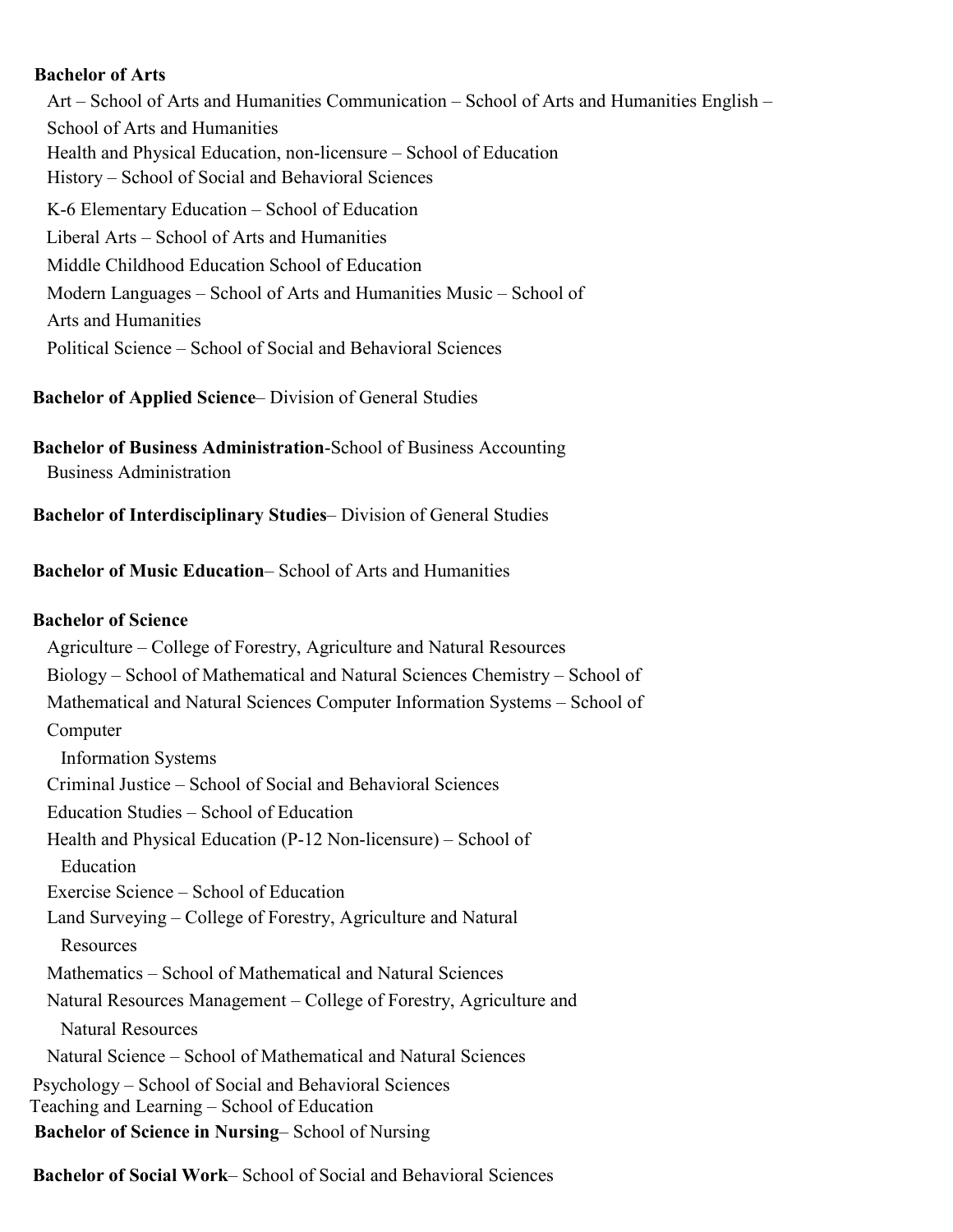**Bachelor of Arts**

Art – School of Arts and Humanities Communication – School of Arts and Humanities English – School of Arts and Humanities

Health and Physical Education, non-licensure – School of Education

History – School of Social and Behavioral Sciences

K-6 Elementary Education – School of Education

Liberal Arts – School of Arts and Humanities

Middle Childhood Education School of Education

Modern Languages – School of Arts and Humanities Music – School of Arts and Humanities

Political Science – School of Social and Behavioral Sciences

**Bachelor of Applied Science**– Division of General Studies

**Bachelor of Business Administration**-School of Business Accounting

Business Administration

**Bachelor of Interdisciplinary Studies**– Division of General Studies

**Bachelor of Music Education**– School of Arts and Humanities

**Bachelor of Science**

Agriculture – College of Forestry, Agriculture and Natural Resources

Biology – School of Mathematical and Natural Sciences Chemistry – School of Mathematical and Natural Sciences Computer Information Systems – School of Computer Information Systems

Criminal Justice – School of Social and Behavioral Sciences

Education Studies – School of Education

Health and Physical Education (P-12 Non-licensure) – School of Education

Exercise Science – School of Education

Land Surveying – College of Forestry, Agriculture and Natural Resources

Mathematics – School of Mathematical and Natural Sciences

Natural Resources Management – College of Forestry, Agriculture and Natural Resources

Natural Science – School of Mathematical and Natural Sciences

Psychology – School of Social and Behavioral Sciences

Teaching and Learning – School of Education

**Bachelor of Science in Nursing**– School of Nursing

**Bachelor of Social Work**– School of Social and Behavioral Sciences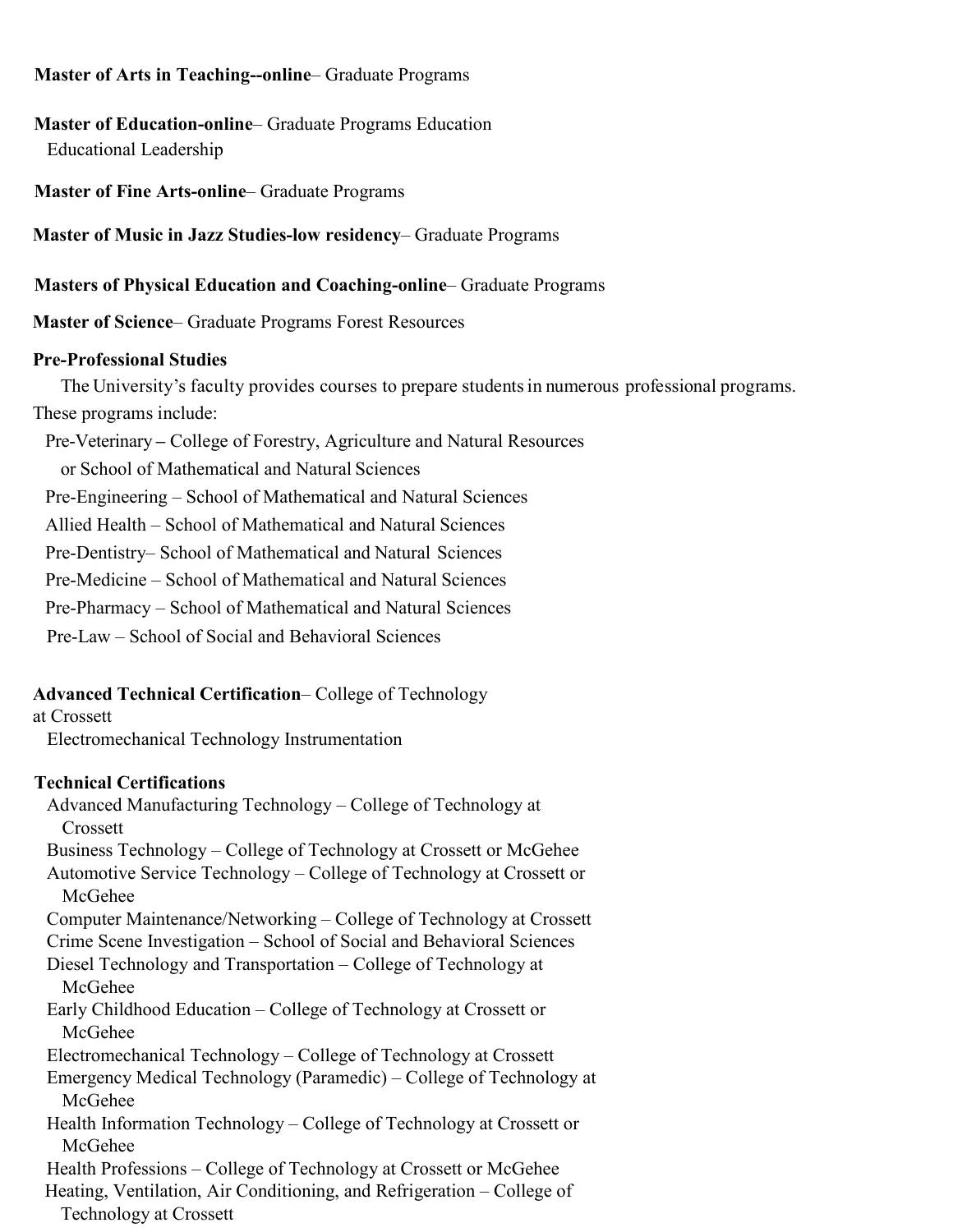**Master of Arts in Teaching--online**– Graduate Programs

**Master of Education-online**– Graduate Programs Education
Educational Leadership

**Master of Fine Arts-online**– Graduate Programs

**Master of Music in Jazz Studies-low residency**– Graduate Programs

**Masters of Physical Education and Coaching-online**– Graduate Programs

**Master of Science**– Graduate Programs Forest Resources

**Pre-Professional Studies**

The University's faculty provides courses to prepare students in numerous professional programs. These programs include:

Pre-Veterinary – College of Forestry, Agriculture and Natural Resources or School of Mathematical and Natural Sciences
Pre-Engineering – School of Mathematical and Natural Sciences
Allied Health – School of Mathematical and Natural Sciences
Pre-Dentistry– School of Mathematical and Natural Sciences
Pre-Medicine – School of Mathematical and Natural Sciences
Pre-Pharmacy – School of Mathematical and Natural Sciences
Pre-Law – School of Social and Behavioral Sciences

**Advanced Technical Certification**– College of Technology at Crossett
Electromechanical Technology Instrumentation

**Technical Certifications**
Advanced Manufacturing Technology – College of Technology at Crossett
Business Technology – College of Technology at Crossett or McGehee
Automotive Service Technology – College of Technology at Crossett or McGehee
Computer Maintenance/Networking – College of Technology at Crossett
Crime Scene Investigation – School of Social and Behavioral Sciences
Diesel Technology and Transportation – College of Technology at McGehee
Early Childhood Education – College of Technology at Crossett or McGehee
Electromechanical Technology – College of Technology at Crossett
Emergency Medical Technology (Paramedic) – College of Technology at McGehee
Health Information Technology – College of Technology at Crossett or McGehee
Health Professions – College of Technology at Crossett or McGehee
Heating, Ventilation, Air Conditioning, and Refrigeration – College of Technology at Crossett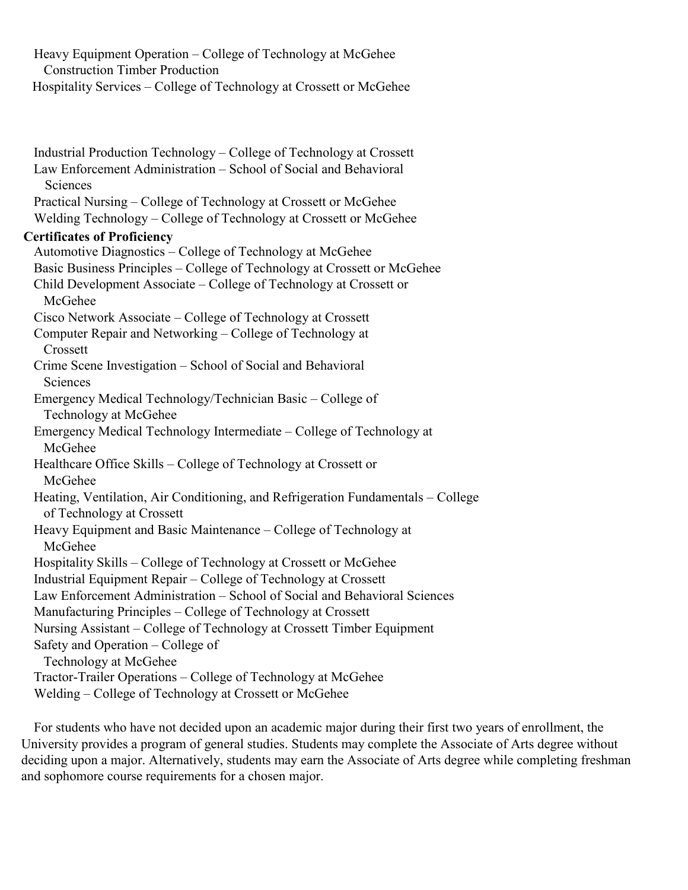Heavy Equipment Operation – College of Technology at McGehee
Construction Timber Production
Hospitality Services – College of Technology at Crossett or McGehee

Industrial Production Technology – College of Technology at Crossett
Law Enforcement Administration – School of Social and Behavioral Sciences
Practical Nursing – College of Technology at Crossett or McGehee
Welding Technology – College of Technology at Crossett or McGehee

**Certificates of Proficiency**

Automotive Diagnostics – College of Technology at McGehee
Basic Business Principles – College of Technology at Crossett or McGehee
Child Development Associate – College of Technology at Crossett or McGehee
Cisco Network Associate – College of Technology at Crossett
Computer Repair and Networking – College of Technology at Crossett
Crime Scene Investigation – School of Social and Behavioral Sciences
Emergency Medical Technology/Technician Basic – College of Technology at McGehee
Emergency Medical Technology Intermediate – College of Technology at McGehee
Healthcare Office Skills – College of Technology at Crossett or McGehee
Heating, Ventilation, Air Conditioning, and Refrigeration Fundamentals – College of Technology at Crossett
Heavy Equipment and Basic Maintenance – College of Technology at McGehee
Hospitality Skills – College of Technology at Crossett or McGehee
Industrial Equipment Repair – College of Technology at Crossett
Law Enforcement Administration – School of Social and Behavioral Sciences
Manufacturing Principles – College of Technology at Crossett
Nursing Assistant – College of Technology at Crossett Timber Equipment
Safety and Operation – College of Technology at McGehee
Tractor-Trailer Operations – College of Technology at McGehee
Welding – College of Technology at Crossett or McGehee

For students who have not decided upon an academic major during their first two years of enrollment, the University provides a program of general studies. Students may complete the Associate of Arts degree without deciding upon a major. Alternatively, students may earn the Associate of Arts degree while completing freshman and sophomore course requirements for a chosen major.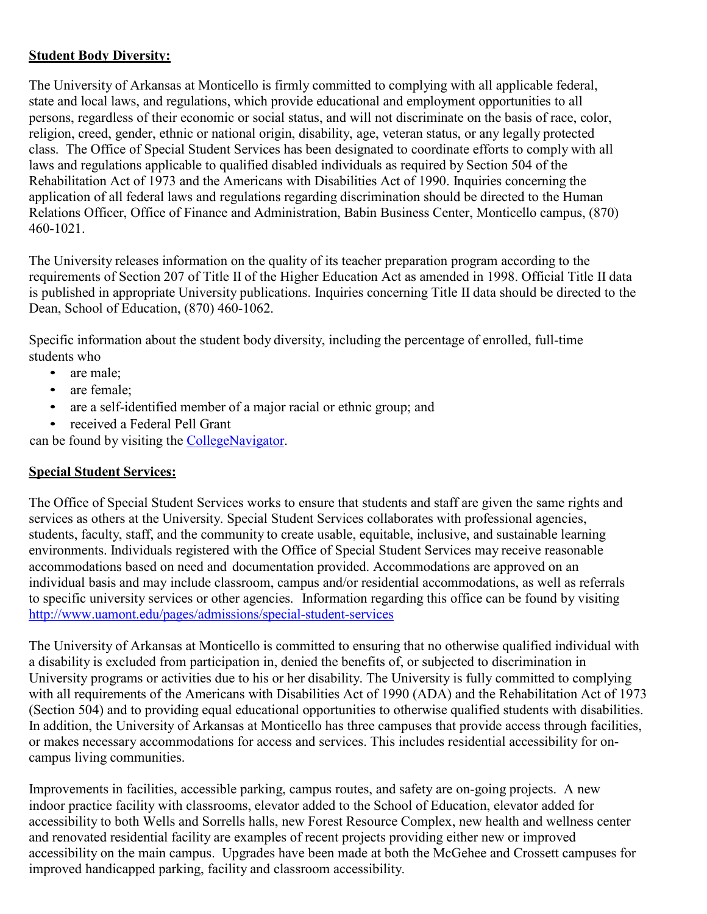**Student Body Diversity:**

The University of Arkansas at Monticello is firmly committed to complying with all applicable federal, state and local laws, and regulations, which provide educational and employment opportunities to all persons, regardless of their economic or social status, and will not discriminate on the basis of race, color, religion, creed, gender, ethnic or national origin, disability, age, veteran status, or any legally protected class. The Office of Special Student Services has been designated to coordinate efforts to comply with all laws and regulations applicable to qualified disabled individuals as required by Section 504 of the Rehabilitation Act of 1973 and the Americans with Disabilities Act of 1990. Inquiries concerning the application of all federal laws and regulations regarding discrimination should be directed to the Human Relations Officer, Office of Finance and Administration, Babin Business Center, Monticello campus, (870) 460-1021.

The University releases information on the quality of its teacher preparation program according to the requirements of Section 207 of Title II of the Higher Education Act as amended in 1998. Official Title II data is published in appropriate University publications. Inquiries concerning Title II data should be directed to the Dean, School of Education, (870) 460-1062.

Specific information about the student body diversity, including the percentage of enrolled, full-time students who

- are male;
- are female;
- are a self-identified member of a major racial or ethnic group; and
- received a Federal Pell Grant

can be found by visiting the CollegeNavigator.

**Special Student Services:**

The Office of Special Student Services works to ensure that students and staff are given the same rights and services as others at the University. Special Student Services collaborates with professional agencies, students, faculty, staff, and the community to create usable, equitable, inclusive, and sustainable learning environments. Individuals registered with the Office of Special Student Services may receive reasonable accommodations based on need and documentation provided. Accommodations are approved on an individual basis and may include classroom, campus and/or residential accommodations, as well as referrals to specific university services or other agencies. Information regarding this office can be found by visiting http://www.uamont.edu/pages/admissions/special-student-services

The University of Arkansas at Monticello is committed to ensuring that no otherwise qualified individual with a disability is excluded from participation in, denied the benefits of, or subjected to discrimination in University programs or activities due to his or her disability. The University is fully committed to complying with all requirements of the Americans with Disabilities Act of 1990 (ADA) and the Rehabilitation Act of 1973 (Section 504) and to providing equal educational opportunities to otherwise qualified students with disabilities. In addition, the University of Arkansas at Monticello has three campuses that provide access through facilities, or makes necessary accommodations for access and services. This includes residential accessibility for on-campus living communities.

Improvements in facilities, accessible parking, campus routes, and safety are on-going projects. A new indoor practice facility with classrooms, elevator added to the School of Education, elevator added for accessibility to both Wells and Sorrells halls, new Forest Resource Complex, new health and wellness center and renovated residential facility are examples of recent projects providing either new or improved accessibility on the main campus. Upgrades have been made at both the McGehee and Crossett campuses for improved handicapped parking, facility and classroom accessibility.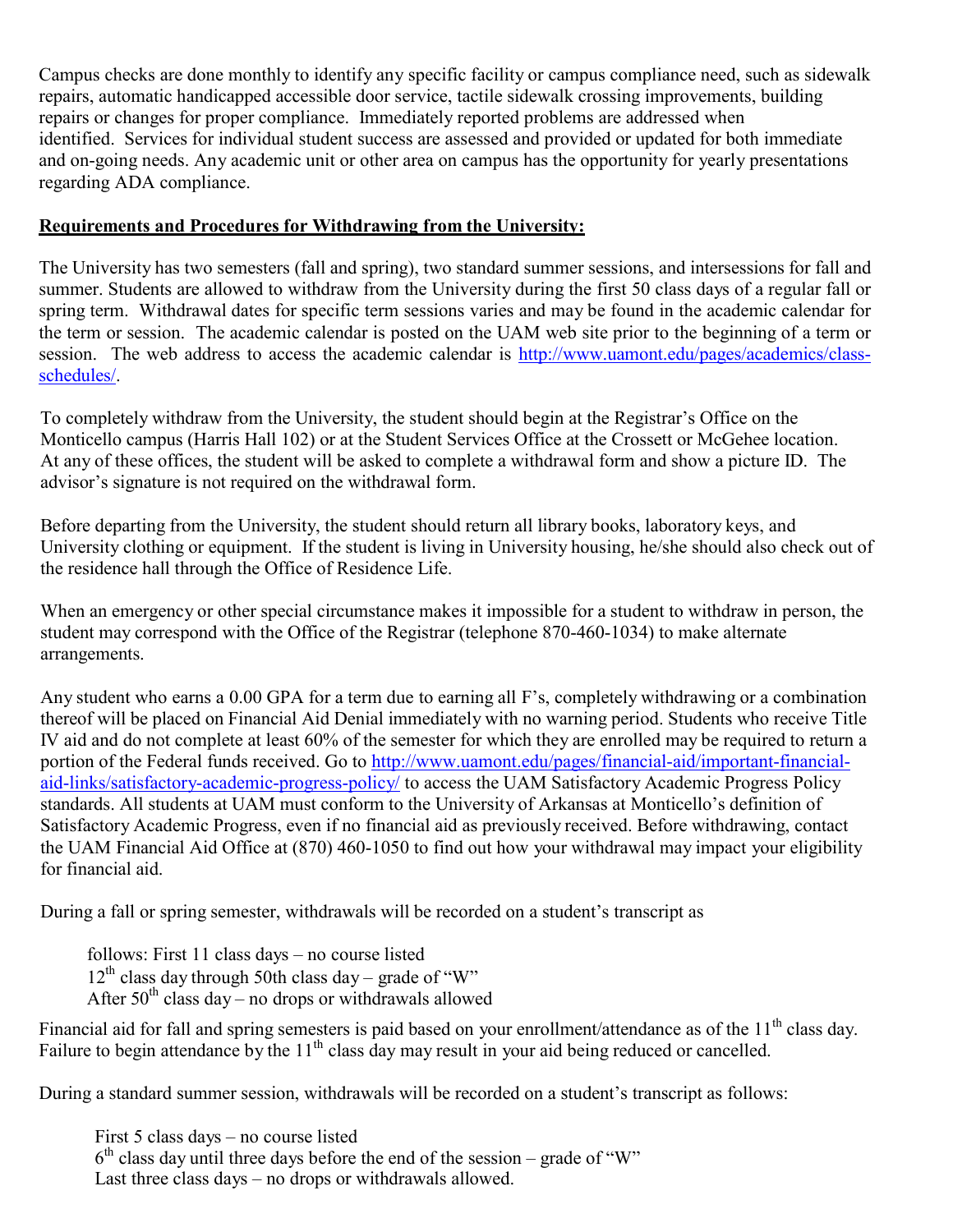Campus checks are done monthly to identify any specific facility or campus compliance need, such as sidewalk repairs, automatic handicapped accessible door service, tactile sidewalk crossing improvements, building repairs or changes for proper compliance. Immediately reported problems are addressed when identified. Services for individual student success are assessed and provided or updated for both immediate and on-going needs. Any academic unit or other area on campus has the opportunity for yearly presentations regarding ADA compliance.

**Requirements and Procedures for Withdrawing from the University:**

The University has two semesters (fall and spring), two standard summer sessions, and intersessions for fall and summer. Students are allowed to withdraw from the University during the first 50 class days of a regular fall or spring term. Withdrawal dates for specific term sessions varies and may be found in the academic calendar for the term or session. The academic calendar is posted on the UAM web site prior to the beginning of a term or session. The web address to access the academic calendar is [http://www.uamont.edu/pages/academics/class-schedules/](http://www.uamont.edu/pages/academics/class-schedules/).

To completely withdraw from the University, the student should begin at the Registrar's Office on the Monticello campus (Harris Hall 102) or at the Student Services Office at the Crossett or McGehee location. At any of these offices, the student will be asked to complete a withdrawal form and show a picture ID. The advisor's signature is not required on the withdrawal form.

Before departing from the University, the student should return all library books, laboratory keys, and University clothing or equipment. If the student is living in University housing, he/she should also check out of the residence hall through the Office of Residence Life.

When an emergency or other special circumstance makes it impossible for a student to withdraw in person, the student may correspond with the Office of the Registrar (telephone 870-460-1034) to make alternate arrangements.

Any student who earns a 0.00 GPA for a term due to earning all F's, completely withdrawing or a combination thereof will be placed on Financial Aid Denial immediately with no warning period. Students who receive Title IV aid and do not complete at least 60% of the semester for which they are enrolled may be required to return a portion of the Federal funds received. Go to [http://www.uamont.edu/pages/financial-aid/important-financial-aid-links/satisfactory-academic-progress-policy/](http://www.uamont.edu/pages/financial-aid/important-financial-aid-links/satisfactory-academic-progress-policy/) to access the UAM Satisfactory Academic Progress Policy standards. All students at UAM must conform to the University of Arkansas at Monticello's definition of Satisfactory Academic Progress, even if no financial aid as previously received. Before withdrawing, contact the UAM Financial Aid Office at (870) 460-1050 to find out how your withdrawal may impact your eligibility for financial aid.

During a fall or spring semester, withdrawals will be recorded on a student's transcript as

follows: First 11 class days – no course listed
12th class day through 50th class day – grade of "W"
After 50th class day – no drops or withdrawals allowed

Financial aid for fall and spring semesters is paid based on your enrollment/attendance as of the 11th class day. Failure to begin attendance by the 11th class day may result in your aid being reduced or cancelled.

During a standard summer session, withdrawals will be recorded on a student's transcript as follows:

First 5 class days – no course listed
6th class day until three days before the end of the session – grade of "W"
Last three class days – no drops or withdrawals allowed.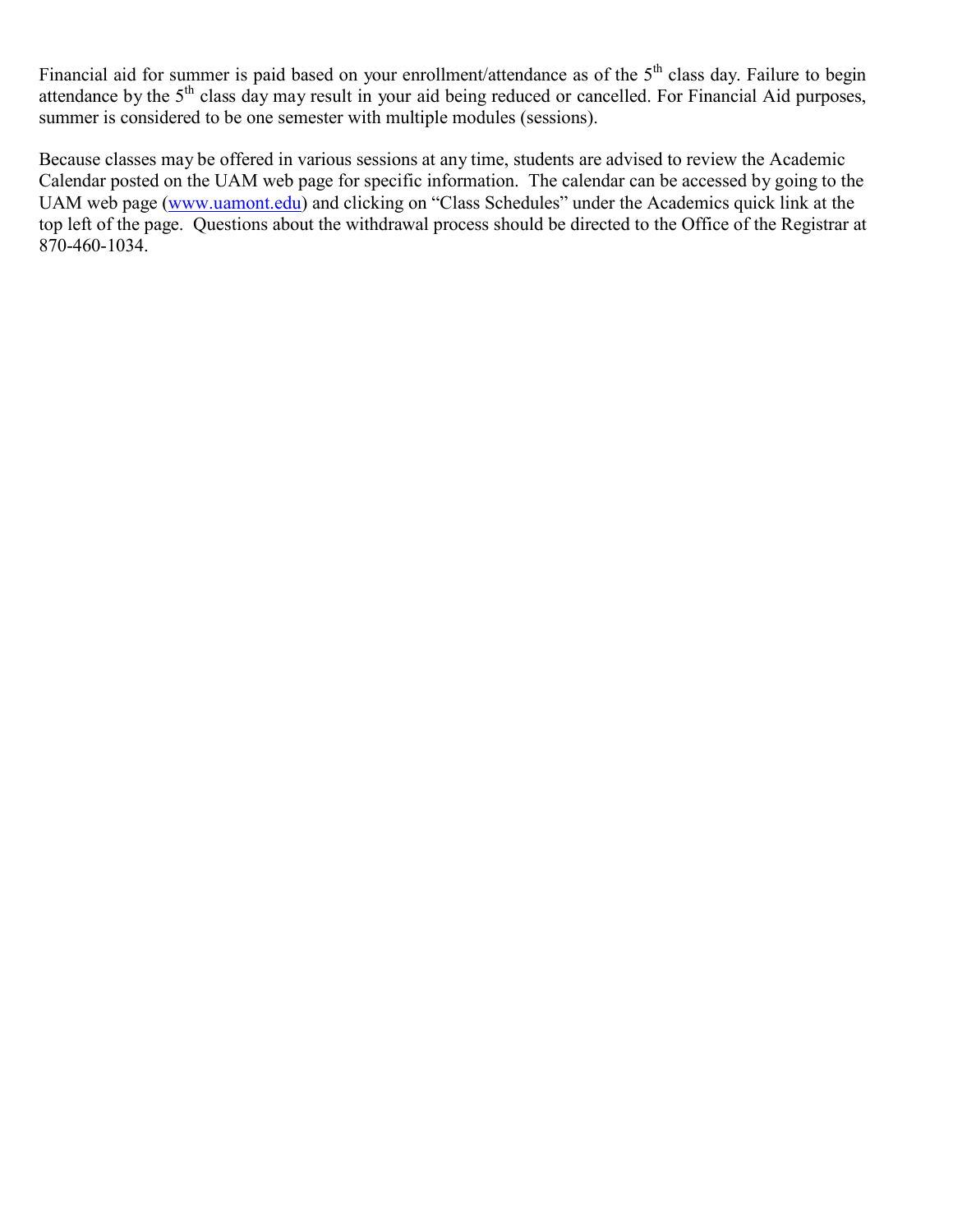Financial aid for summer is paid based on your enrollment/attendance as of the 5th class day. Failure to begin attendance by the 5th class day may result in your aid being reduced or cancelled. For Financial Aid purposes, summer is considered to be one semester with multiple modules (sessions).

Because classes may be offered in various sessions at any time, students are advised to review the Academic Calendar posted on the UAM web page for specific information. The calendar can be accessed by going to the UAM web page (www.uamont.edu) and clicking on "Class Schedules" under the Academics quick link at the top left of the page. Questions about the withdrawal process should be directed to the Office of the Registrar at 870-460-1034.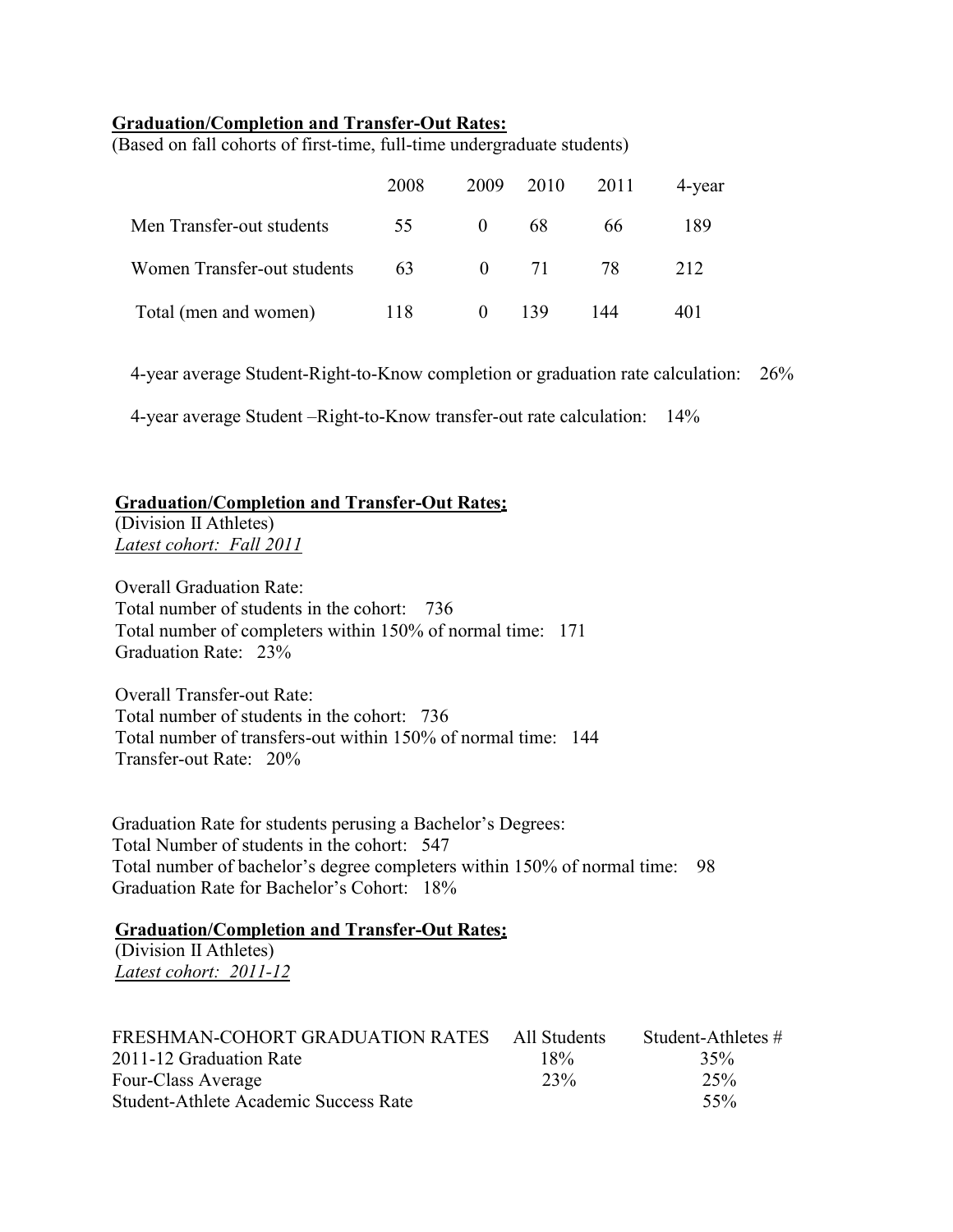**Graduation/Completion and Transfer-Out Rates:**

(Based on fall cohorts of first-time, full-time undergraduate students)

| | 2008 | 2009 | 2010 | 2011 | 4-year |
|---|---|---|---|---|---|
| Men Transfer-out students | 55 | 0 | 68 | 66 | 189 |
| Women Transfer-out students | 63 | 0 | 71 | 78 | 212 |
| Total (men and women) | 118 | 0 | 139 | 144 | 401 |

4-year average Student-Right-to-Know completion or graduation rate calculation: 26%

4-year average Student –Right-to-Know transfer-out rate calculation: 14%

**Graduation/Completion and Transfer-Out Rates:**

(Division II Athletes)

*Latest cohort: Fall 2011*

Overall Graduation Rate:

Total number of students in the cohort: 736

Total number of completers within 150% of normal time: 171

Graduation Rate: 23%

Overall Transfer-out Rate:

Total number of students in the cohort: 736

Total number of transfers-out within 150% of normal time: 144

Transfer-out Rate: 20%

Graduation Rate for students perusing a Bachelor's Degrees:

Total Number of students in the cohort: 547

Total number of bachelor's degree completers within 150% of normal time: 98

Graduation Rate for Bachelor's Cohort: 18%

**Graduation/Completion and Transfer-Out Rates:**

(Division II Athletes)

*Latest cohort: 2011-12*

| FRESHMAN-COHORT GRADUATION RATES | All Students | Student-Athletes # |
|---|---|---|
| 2011-12 Graduation Rate | 18% | 35% |
| Four-Class Average | 23% | 25% |
| Student-Athlete Academic Success Rate | | 55% |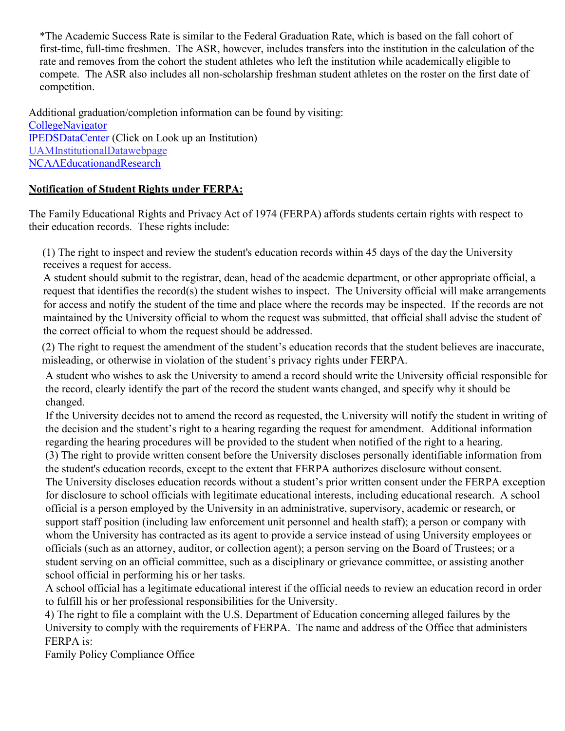*The Academic Success Rate is similar to the Federal Graduation Rate, which is based on the fall cohort of first-time, full-time freshmen. The ASR, however, includes transfers into the institution in the calculation of the rate and removes from the cohort the student athletes who left the institution while academically eligible to compete. The ASR also includes all non-scholarship freshman student athletes on the roster on the first date of competition.

Additional graduation/completion information can be found by visiting:
CollegeNavigator
IPEDSDataCenter (Click on Look up an Institution)
UAMInstitutionalDatawebpage
NCAAEducationandResearch

**Notification of Student Rights under FERPA:**

The Family Educational Rights and Privacy Act of 1974 (FERPA) affords students certain rights with respect to their education records. These rights include:

(1) The right to inspect and review the student's education records within 45 days of the day the University receives a request for access.
A student should submit to the registrar, dean, head of the academic department, or other appropriate official, a request that identifies the record(s) the student wishes to inspect. The University official will make arrangements for access and notify the student of the time and place where the records may be inspected. If the records are not maintained by the University official to whom the request was submitted, that official shall advise the student of the correct official to whom the request should be addressed.

(2) The right to request the amendment of the student's education records that the student believes are inaccurate, misleading, or otherwise in violation of the student's privacy rights under FERPA.
A student who wishes to ask the University to amend a record should write the University official responsible for the record, clearly identify the part of the record the student wants changed, and specify why it should be changed.
If the University decides not to amend the record as requested, the University will notify the student in writing of the decision and the student's right to a hearing regarding the request for amendment. Additional information regarding the hearing procedures will be provided to the student when notified of the right to a hearing.

(3) The right to provide written consent before the University discloses personally identifiable information from the student's education records, except to the extent that FERPA authorizes disclosure without consent.
The University discloses education records without a student's prior written consent under the FERPA exception for disclosure to school officials with legitimate educational interests, including educational research. A school official is a person employed by the University in an administrative, supervisory, academic or research, or support staff position (including law enforcement unit personnel and health staff); a person or company with whom the University has contracted as its agent to provide a service instead of using University employees or officials (such as an attorney, auditor, or collection agent); a person serving on the Board of Trustees; or a student serving on an official committee, such as a disciplinary or grievance committee, or assisting another school official in performing his or her tasks.
A school official has a legitimate educational interest if the official needs to review an education record in order to fulfill his or her professional responsibilities for the University.

4) The right to file a complaint with the U.S. Department of Education concerning alleged failures by the University to comply with the requirements of FERPA. The name and address of the Office that administers FERPA is:
Family Policy Compliance Office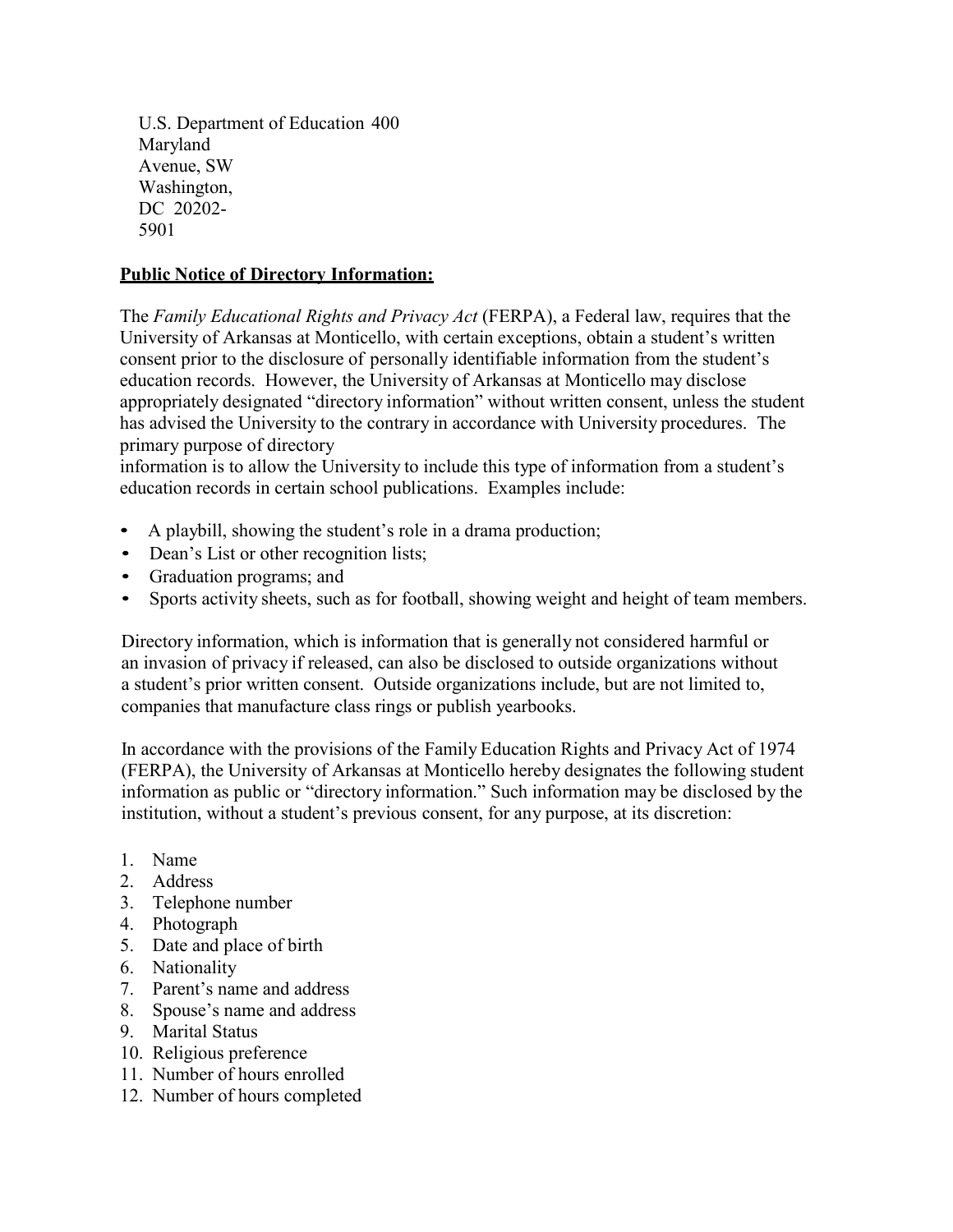U.S. Department of Education 400
Maryland
Avenue, SW
Washington,
DC 20202-
5901

**Public Notice of Directory Information:**

The *Family Educational Rights and Privacy Act* (FERPA), a Federal law, requires that the University of Arkansas at Monticello, with certain exceptions, obtain a student's written consent prior to the disclosure of personally identifiable information from the student's education records. However, the University of Arkansas at Monticello may disclose appropriately designated "directory information" without written consent, unless the student has advised the University to the contrary in accordance with University procedures. The primary purpose of directory information is to allow the University to include this type of information from a student's education records in certain school publications. Examples include:

- A playbill, showing the student's role in a drama production;
- Dean's List or other recognition lists;
- Graduation programs; and
- Sports activity sheets, such as for football, showing weight and height of team members.

Directory information, which is information that is generally not considered harmful or an invasion of privacy if released, can also be disclosed to outside organizations without a student's prior written consent. Outside organizations include, but are not limited to, companies that manufacture class rings or publish yearbooks.

In accordance with the provisions of the Family Education Rights and Privacy Act of 1974 (FERPA), the University of Arkansas at Monticello hereby designates the following student information as public or "directory information." Such information may be disclosed by the institution, without a student's previous consent, for any purpose, at its discretion:

1. Name
2. Address
3. Telephone number
4. Photograph
5. Date and place of birth
6. Nationality
7. Parent's name and address
8. Spouse's name and address
9. Marital Status
10. Religious preference
11. Number of hours enrolled
12. Number of hours completed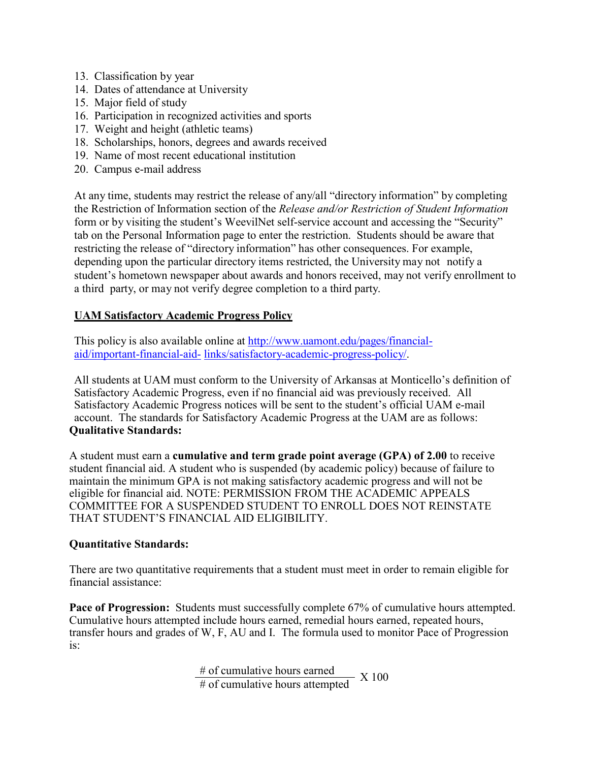13. Classification by year
14. Dates of attendance at University
15. Major field of study
16. Participation in recognized activities and sports
17. Weight and height (athletic teams)
18. Scholarships, honors, degrees and awards received
19. Name of most recent educational institution
20. Campus e-mail address

At any time, students may restrict the release of any/all "directory information" by completing the Restriction of Information section of the *Release and/or Restriction of Student Information* form or by visiting the student's WeevilNet self-service account and accessing the "Security" tab on the Personal Information page to enter the restriction. Students should be aware that restricting the release of "directory information" has other consequences. For example, depending upon the particular directory items restricted, the University may not notify a student's hometown newspaper about awards and honors received, may not verify enrollment to a third party, or may not verify degree completion to a third party.

## UAM Satisfactory Academic Progress Policy

This policy is also available online at [http://www.uamont.edu/pages/financial-aid/important-financial-aid-links/satisfactory-academic-progress-policy/](http://www.uamont.edu/pages/financial-aid/important-financial-aid-links/satisfactory-academic-progress-policy/).

All students at UAM must conform to the University of Arkansas at Monticello's definition of Satisfactory Academic Progress, even if no financial aid was previously received. All Satisfactory Academic Progress notices will be sent to the student's official UAM e-mail account. The standards for Satisfactory Academic Progress at the UAM are as follows:

**Qualitative Standards:**

A student must earn a **cumulative and term grade point average (GPA) of 2.00** to receive student financial aid. A student who is suspended (by academic policy) because of failure to maintain the minimum GPA is not making satisfactory academic progress and will not be eligible for financial aid. NOTE: PERMISSION FROM THE ACADEMIC APPEALS COMMITTEE FOR A SUSPENDED STUDENT TO ENROLL DOES NOT REINSTATE THAT STUDENT'S FINANCIAL AID ELIGIBILITY.

**Quantitative Standards:**

There are two quantitative requirements that a student must meet in order to remain eligible for financial assistance:

**Pace of Progression:** Students must successfully complete 67% of cumulative hours attempted. Cumulative hours attempted include hours earned, remedial hours earned, repeated hours, transfer hours and grades of W, F, AU and I. The formula used to monitor Pace of Progression is:

$$\frac{\text{\# of cumulative hours earned}}{\text{\# of cumulative hours attempted}} \times 100$$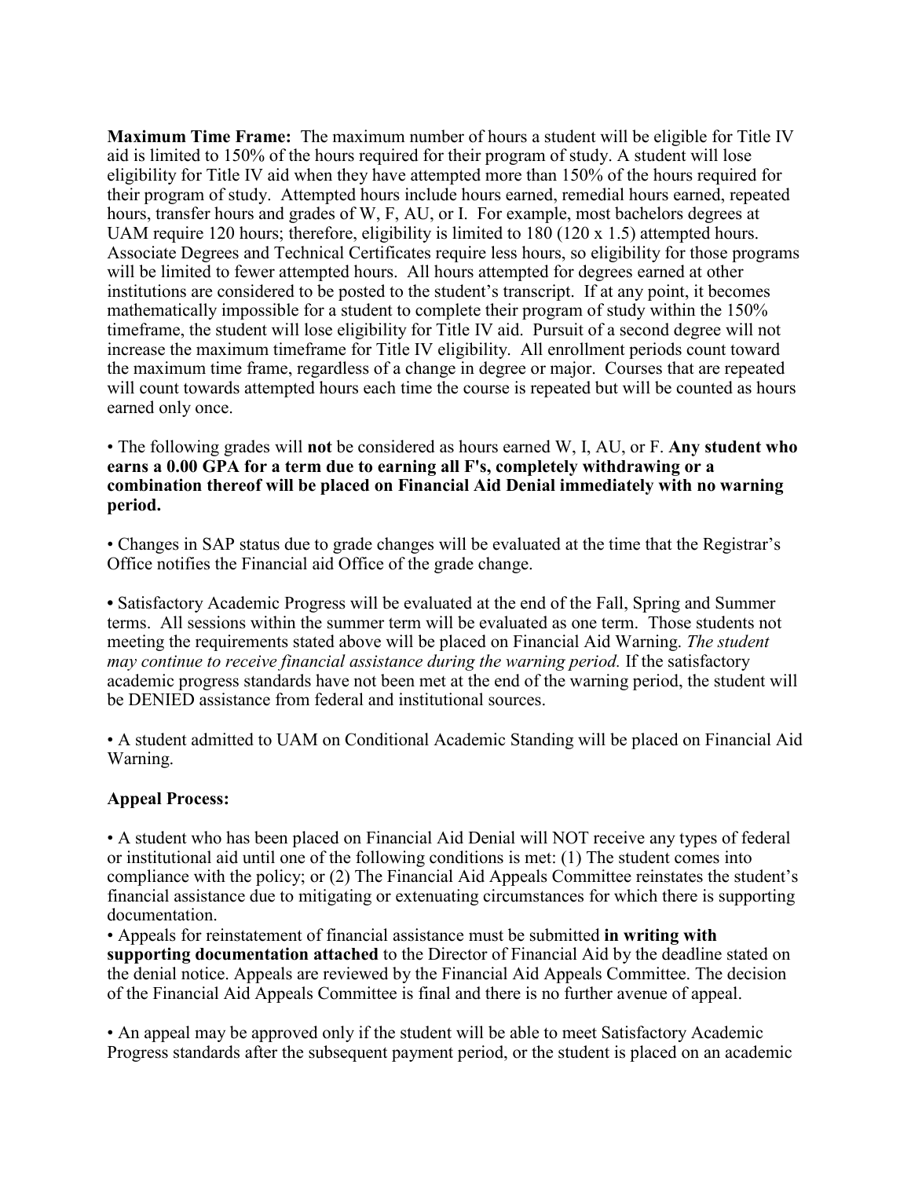**Maximum Time Frame:** The maximum number of hours a student will be eligible for Title IV aid is limited to 150% of the hours required for their program of study. A student will lose eligibility for Title IV aid when they have attempted more than 150% of the hours required for their program of study. Attempted hours include hours earned, remedial hours earned, repeated hours, transfer hours and grades of W, F, AU, or I. For example, most bachelors degrees at UAM require 120 hours; therefore, eligibility is limited to 180 (120 x 1.5) attempted hours. Associate Degrees and Technical Certificates require less hours, so eligibility for those programs will be limited to fewer attempted hours. All hours attempted for degrees earned at other institutions are considered to be posted to the student's transcript. If at any point, it becomes mathematically impossible for a student to complete their program of study within the 150% timeframe, the student will lose eligibility for Title IV aid. Pursuit of a second degree will not increase the maximum timeframe for Title IV eligibility. All enrollment periods count toward the maximum time frame, regardless of a change in degree or major. Courses that are repeated will count towards attempted hours each time the course is repeated but will be counted as hours earned only once.

• The following grades will **not** be considered as hours earned W, I, AU, or F. **Any student who earns a 0.00 GPA for a term due to earning all F's, completely withdrawing or a combination thereof will be placed on Financial Aid Denial immediately with no warning period.**

• Changes in SAP status due to grade changes will be evaluated at the time that the Registrar's Office notifies the Financial aid Office of the grade change.

• Satisfactory Academic Progress will be evaluated at the end of the Fall, Spring and Summer terms. All sessions within the summer term will be evaluated as one term. Those students not meeting the requirements stated above will be placed on Financial Aid Warning. *The student may continue to receive financial assistance during the warning period.* If the satisfactory academic progress standards have not been met at the end of the warning period, the student will be DENIED assistance from federal and institutional sources.

• A student admitted to UAM on Conditional Academic Standing will be placed on Financial Aid Warning.

**Appeal Process:**

• A student who has been placed on Financial Aid Denial will NOT receive any types of federal or institutional aid until one of the following conditions is met: (1) The student comes into compliance with the policy; or (2) The Financial Aid Appeals Committee reinstates the student's financial assistance due to mitigating or extenuating circumstances for which there is supporting documentation.

• Appeals for reinstatement of financial assistance must be submitted **in writing with supporting documentation attached** to the Director of Financial Aid by the deadline stated on the denial notice. Appeals are reviewed by the Financial Aid Appeals Committee. The decision of the Financial Aid Appeals Committee is final and there is no further avenue of appeal.

• An appeal may be approved only if the student will be able to meet Satisfactory Academic Progress standards after the subsequent payment period, or the student is placed on an academic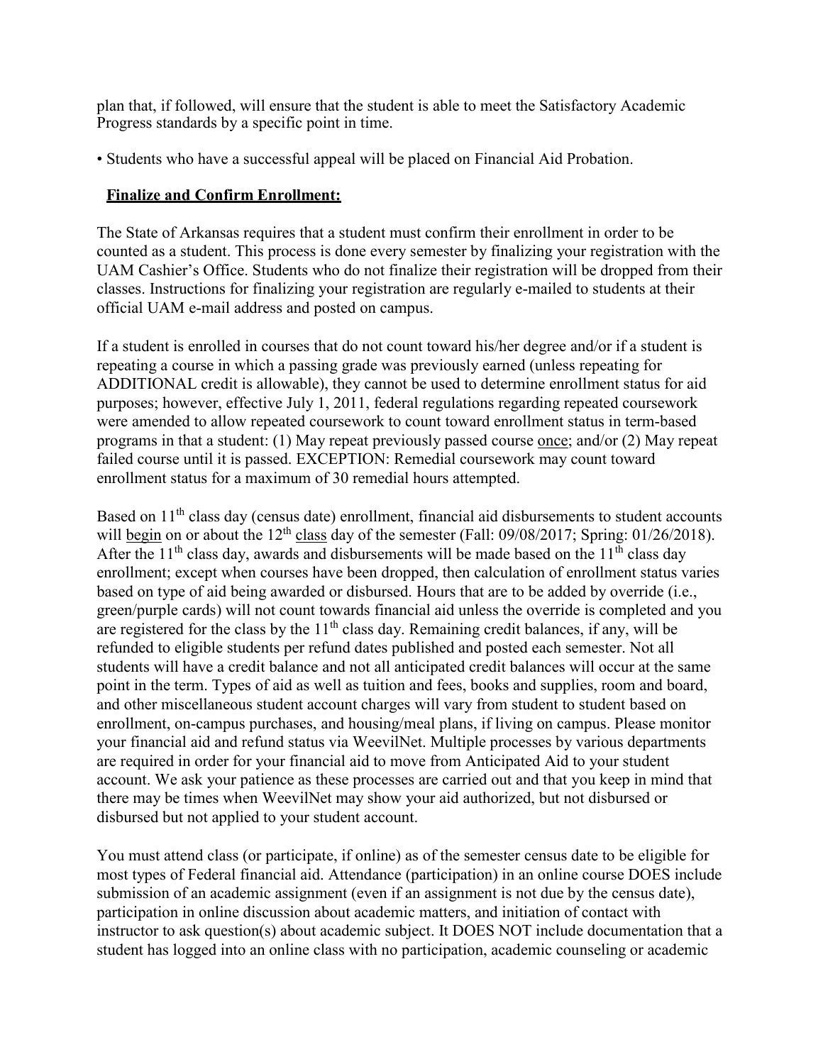plan that, if followed, will ensure that the student is able to meet the Satisfactory Academic Progress standards by a specific point in time.

• Students who have a successful appeal will be placed on Financial Aid Probation.

## Finalize and Confirm Enrollment:

The State of Arkansas requires that a student must confirm their enrollment in order to be counted as a student. This process is done every semester by finalizing your registration with the UAM Cashier's Office. Students who do not finalize their registration will be dropped from their classes. Instructions for finalizing your registration are regularly e-mailed to students at their official UAM e-mail address and posted on campus.

If a student is enrolled in courses that do not count toward his/her degree and/or if a student is repeating a course in which a passing grade was previously earned (unless repeating for ADDITIONAL credit is allowable), they cannot be used to determine enrollment status for aid purposes; however, effective July 1, 2011, federal regulations regarding repeated coursework were amended to allow repeated coursework to count toward enrollment status in term-based programs in that a student: (1) May repeat previously passed course once; and/or (2) May repeat failed course until it is passed. EXCEPTION: Remedial coursework may count toward enrollment status for a maximum of 30 remedial hours attempted.

Based on 11th class day (census date) enrollment, financial aid disbursements to student accounts will begin on or about the 12th class day of the semester (Fall: 09/08/2017; Spring: 01/26/2018). After the 11th class day, awards and disbursements will be made based on the 11th class day enrollment; except when courses have been dropped, then calculation of enrollment status varies based on type of aid being awarded or disbursed. Hours that are to be added by override (i.e., green/purple cards) will not count towards financial aid unless the override is completed and you are registered for the class by the 11th class day. Remaining credit balances, if any, will be refunded to eligible students per refund dates published and posted each semester. Not all students will have a credit balance and not all anticipated credit balances will occur at the same point in the term. Types of aid as well as tuition and fees, books and supplies, room and board, and other miscellaneous student account charges will vary from student to student based on enrollment, on-campus purchases, and housing/meal plans, if living on campus. Please monitor your financial aid and refund status via WeevilNet. Multiple processes by various departments are required in order for your financial aid to move from Anticipated Aid to your student account. We ask your patience as these processes are carried out and that you keep in mind that there may be times when WeevilNet may show your aid authorized, but not disbursed or disbursed but not applied to your student account.

You must attend class (or participate, if online) as of the semester census date to be eligible for most types of Federal financial aid. Attendance (participation) in an online course DOES include submission of an academic assignment (even if an assignment is not due by the census date), participation in online discussion about academic matters, and initiation of contact with instructor to ask question(s) about academic subject. It DOES NOT include documentation that a student has logged into an online class with no participation, academic counseling or academic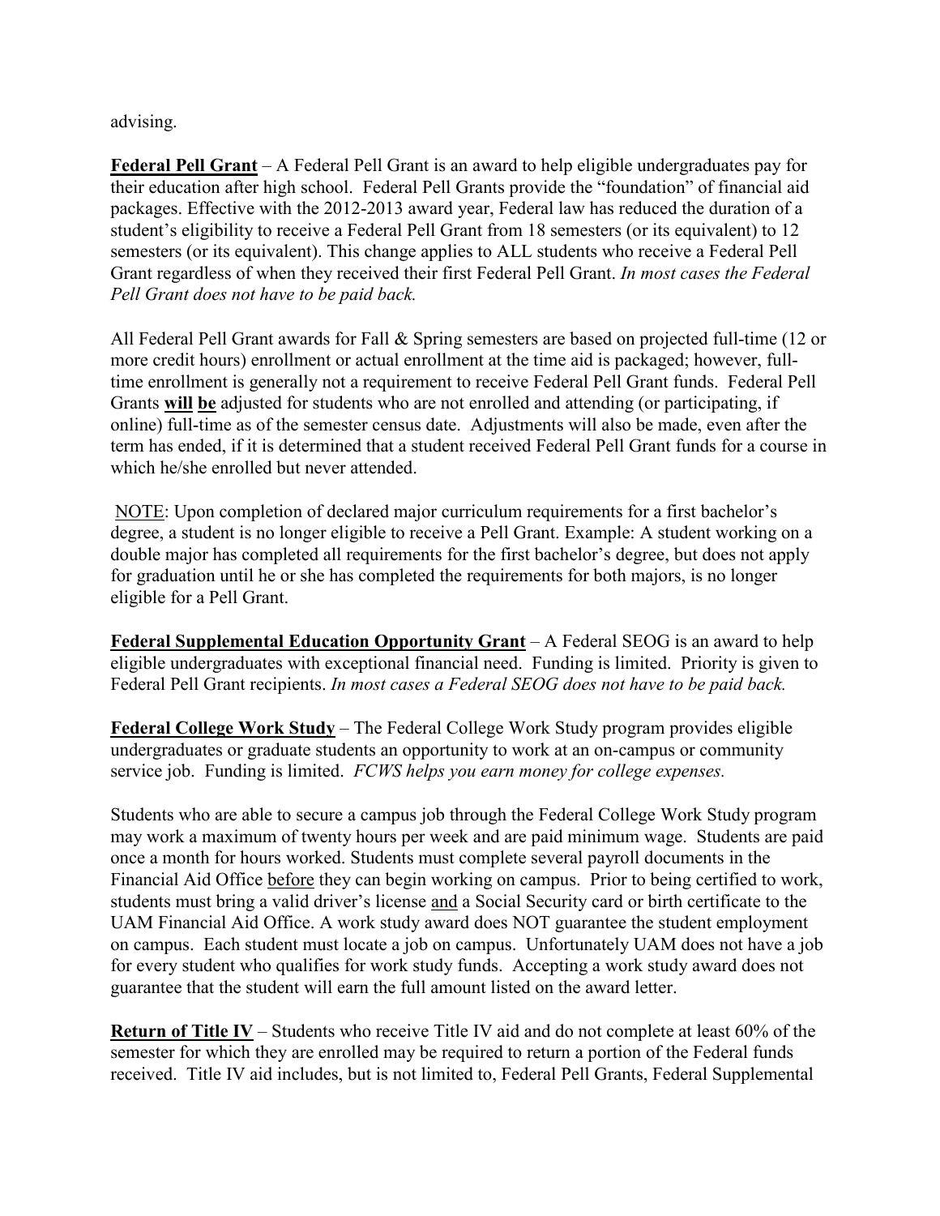advising.

**Federal Pell Grant** – A Federal Pell Grant is an award to help eligible undergraduates pay for their education after high school. Federal Pell Grants provide the "foundation" of financial aid packages. Effective with the 2012-2013 award year, Federal law has reduced the duration of a student's eligibility to receive a Federal Pell Grant from 18 semesters (or its equivalent) to 12 semesters (or its equivalent). This change applies to ALL students who receive a Federal Pell Grant regardless of when they received their first Federal Pell Grant. *In most cases the Federal Pell Grant does not have to be paid back.*

All Federal Pell Grant awards for Fall & Spring semesters are based on projected full-time (12 or more credit hours) enrollment or actual enrollment at the time aid is packaged; however, full-time enrollment is generally not a requirement to receive Federal Pell Grant funds. Federal Pell Grants **will be** adjusted for students who are not enrolled and attending (or participating, if online) full-time as of the semester census date. Adjustments will also be made, even after the term has ended, if it is determined that a student received Federal Pell Grant funds for a course in which he/she enrolled but never attended.

NOTE: Upon completion of declared major curriculum requirements for a first bachelor's degree, a student is no longer eligible to receive a Pell Grant. Example: A student working on a double major has completed all requirements for the first bachelor's degree, but does not apply for graduation until he or she has completed the requirements for both majors, is no longer eligible for a Pell Grant.

**Federal Supplemental Education Opportunity Grant** – A Federal SEOG is an award to help eligible undergraduates with exceptional financial need. Funding is limited. Priority is given to Federal Pell Grant recipients. *In most cases a Federal SEOG does not have to be paid back.*

**Federal College Work Study** – The Federal College Work Study program provides eligible undergraduates or graduate students an opportunity to work at an on-campus or community service job. Funding is limited. *FCWS helps you earn money for college expenses.*

Students who are able to secure a campus job through the Federal College Work Study program may work a maximum of twenty hours per week and are paid minimum wage. Students are paid once a month for hours worked. Students must complete several payroll documents in the Financial Aid Office before they can begin working on campus. Prior to being certified to work, students must bring a valid driver's license and a Social Security card or birth certificate to the UAM Financial Aid Office. A work study award does NOT guarantee the student employment on campus. Each student must locate a job on campus. Unfortunately UAM does not have a job for every student who qualifies for work study funds. Accepting a work study award does not guarantee that the student will earn the full amount listed on the award letter.

**Return of Title IV** – Students who receive Title IV aid and do not complete at least 60% of the semester for which they are enrolled may be required to return a portion of the Federal funds received. Title IV aid includes, but is not limited to, Federal Pell Grants, Federal Supplemental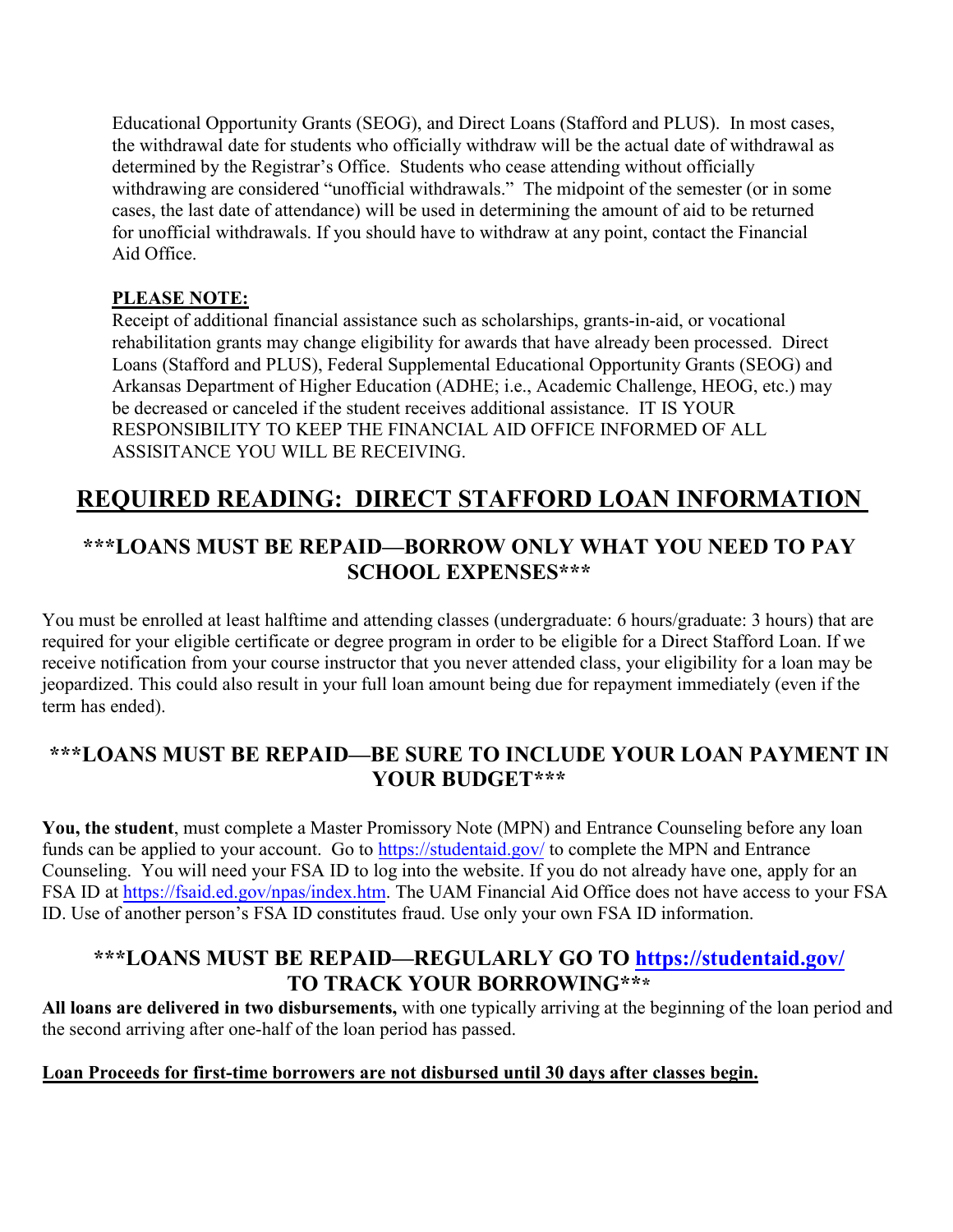Educational Opportunity Grants (SEOG), and Direct Loans (Stafford and PLUS). In most cases, the withdrawal date for students who officially withdraw will be the actual date of withdrawal as determined by the Registrar's Office. Students who cease attending without officially withdrawing are considered "unofficial withdrawals." The midpoint of the semester (or in some cases, the last date of attendance) will be used in determining the amount of aid to be returned for unofficial withdrawals. If you should have to withdraw at any point, contact the Financial Aid Office.

**PLEASE NOTE:**

Receipt of additional financial assistance such as scholarships, grants-in-aid, or vocational rehabilitation grants may change eligibility for awards that have already been processed. Direct Loans (Stafford and PLUS), Federal Supplemental Educational Opportunity Grants (SEOG) and Arkansas Department of Higher Education (ADHE; i.e., Academic Challenge, HEOG, etc.) may be decreased or canceled if the student receives additional assistance. IT IS YOUR RESPONSIBILITY TO KEEP THE FINANCIAL AID OFFICE INFORMED OF ALL ASSISITANCE YOU WILL BE RECEIVING.

# REQUIRED READING: DIRECT STAFFORD LOAN INFORMATION

## ***LOANS MUST BE REPAID—BORROW ONLY WHAT YOU NEED TO PAY SCHOOL EXPENSES***

You must be enrolled at least halftime and attending classes (undergraduate: 6 hours/graduate: 3 hours) that are required for your eligible certificate or degree program in order to be eligible for a Direct Stafford Loan. If we receive notification from your course instructor that you never attended class, your eligibility for a loan may be jeopardized. This could also result in your full loan amount being due for repayment immediately (even if the term has ended).

## ***LOANS MUST BE REPAID—BE SURE TO INCLUDE YOUR LOAN PAYMENT IN YOUR BUDGET***

**You, the student**, must complete a Master Promissory Note (MPN) and Entrance Counseling before any loan funds can be applied to your account. Go to https://studentaid.gov/ to complete the MPN and Entrance Counseling. You will need your FSA ID to log into the website. If you do not already have one, apply for an FSA ID at https://fsaid.ed.gov/npas/index.htm. The UAM Financial Aid Office does not have access to your FSA ID. Use of another person's FSA ID constitutes fraud. Use only your own FSA ID information.

## ***LOANS MUST BE REPAID—REGULARLY GO TO https://studentaid.gov/ TO TRACK YOUR BORROWING***

**All loans are delivered in two disbursements,** with one typically arriving at the beginning of the loan period and the second arriving after one-half of the loan period has passed.

**Loan Proceeds for first-time borrowers are not disbursed until 30 days after classes begin.**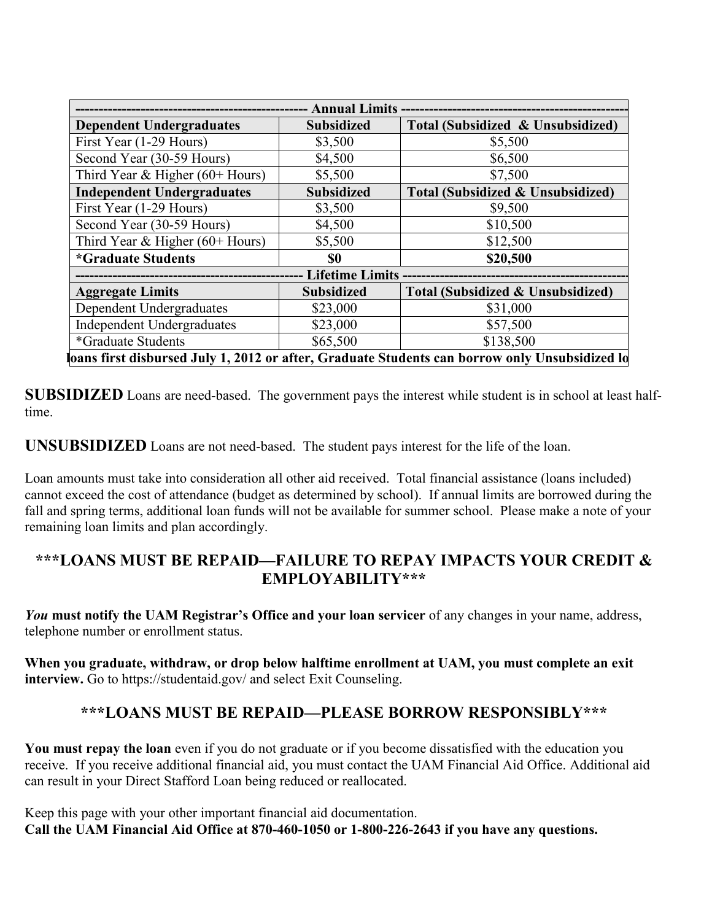| ---------------------------------------------- Annual Limits ---------------------------------------------- | | |
|---|---|---|
| **Dependent Undergraduates** | **Subsidized** | **Total (Subsidized & Unsubsidized)** |
| First Year (1-29 Hours) | $3,500 | $5,500 |
| Second Year (30-59 Hours) | $4,500 | $6,500 |
| Third Year & Higher (60+ Hours) | $5,500 | $7,500 |
| **Independent Undergraduates** | **Subsidized** | **Total (Subsidized & Unsubsidized)** |
| First Year (1-29 Hours) | $3,500 | $9,500 |
| Second Year (30-59 Hours) | $4,500 | $10,500 |
| Third Year & Higher (60+ Hours) | $5,500 | $12,500 |
| ***Graduate Students** | **$0** | **$20,500** |
| ---------------------------------------------- Lifetime Limits ---------------------------------------------- | | |
| **Aggregate Limits** | **Subsidized** | **Total (Subsidized & Unsubsidized)** |
| Dependent Undergraduates | $23,000 | $31,000 |
| Independent Undergraduates | $23,000 | $57,500 |
| *Graduate Students | $65,500 | $138,500 |
| **loans first disbursed July 1, 2012 or after, Graduate Students can borrow only Unsubsidized lo** | | |

**SUBSIDIZED** Loans are need-based. The government pays the interest while student is in school at least half-time.

**UNSUBSIDIZED** Loans are not need-based. The student pays interest for the life of the loan.

Loan amounts must take into consideration all other aid received. Total financial assistance (loans included) cannot exceed the cost of attendance (budget as determined by school). If annual limits are borrowed during the fall and spring terms, additional loan funds will not be available for summer school. Please make a note of your remaining loan limits and plan accordingly.

## ***LOANS MUST BE REPAID—FAILURE TO REPAY IMPACTS YOUR CREDIT & EMPLOYABILITY***

***You* must notify the UAM Registrar's Office and your loan servicer** of any changes in your name, address, telephone number or enrollment status.

**When you graduate, withdraw, or drop below halftime enrollment at UAM, you must complete an exit interview.** Go to https://studentaid.gov/ and select Exit Counseling.

## ***LOANS MUST BE REPAID—PLEASE BORROW RESPONSIBLY***

**You must repay the loan** even if you do not graduate or if you become dissatisfied with the education you receive. If you receive additional financial aid, you must contact the UAM Financial Aid Office. Additional aid can result in your Direct Stafford Loan being reduced or reallocated.

Keep this page with your other important financial aid documentation.
**Call the UAM Financial Aid Office at 870-460-1050 or 1-800-226-2643 if you have any questions.**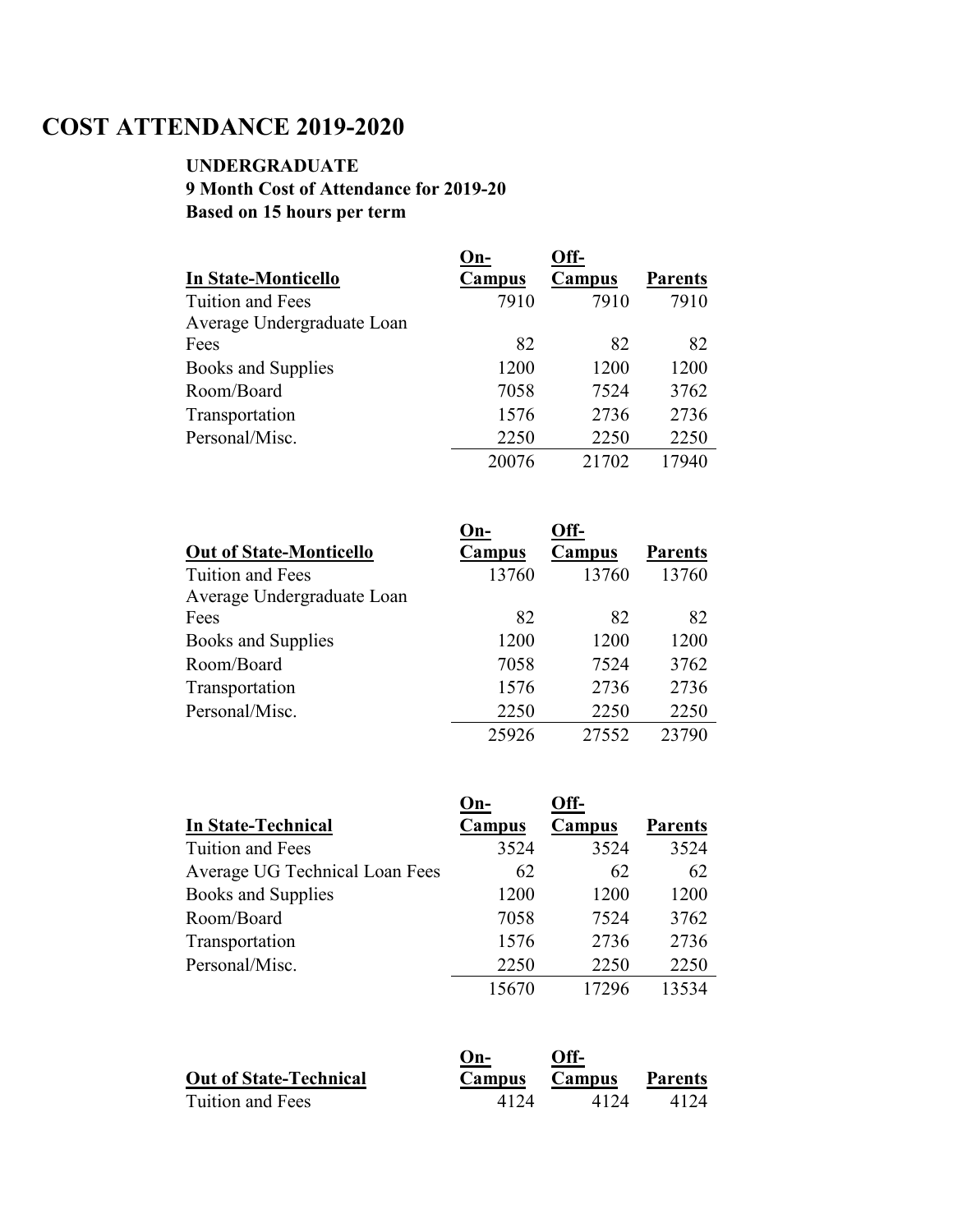# COST ATTENDANCE 2019-2020

**UNDERGRADUATE**
**9 Month Cost of Attendance for 2019-20**
**Based on 15 hours per term**

| In State-Monticello | On-Campus | Off-Campus | Parents |
|---|---|---|---|
| Tuition and Fees | 7910 | 7910 | 7910 |
| Average Undergraduate Loan Fees | 82 | 82 | 82 |
| Books and Supplies | 1200 | 1200 | 1200 |
| Room/Board | 7058 | 7524 | 3762 |
| Transportation | 1576 | 2736 | 2736 |
| Personal/Misc. | 2250 | 2250 | 2250 |
| | 20076 | 21702 | 17940 |

| Out of State-Monticello | On-Campus | Off-Campus | Parents |
|---|---|---|---|
| Tuition and Fees | 13760 | 13760 | 13760 |
| Average Undergraduate Loan Fees | 82 | 82 | 82 |
| Books and Supplies | 1200 | 1200 | 1200 |
| Room/Board | 7058 | 7524 | 3762 |
| Transportation | 1576 | 2736 | 2736 |
| Personal/Misc. | 2250 | 2250 | 2250 |
| | 25926 | 27552 | 23790 |

| In State-Technical | On-Campus | Off-Campus | Parents |
|---|---|---|---|
| Tuition and Fees | 3524 | 3524 | 3524 |
| Average UG Technical Loan Fees | 62 | 62 | 62 |
| Books and Supplies | 1200 | 1200 | 1200 |
| Room/Board | 7058 | 7524 | 3762 |
| Transportation | 1576 | 2736 | 2736 |
| Personal/Misc. | 2250 | 2250 | 2250 |
| | 15670 | 17296 | 13534 |

| Out of State-Technical | On-Campus | Off-Campus | Parents |
|---|---|---|---|
| Tuition and Fees | 4124 | 4124 | 4124 |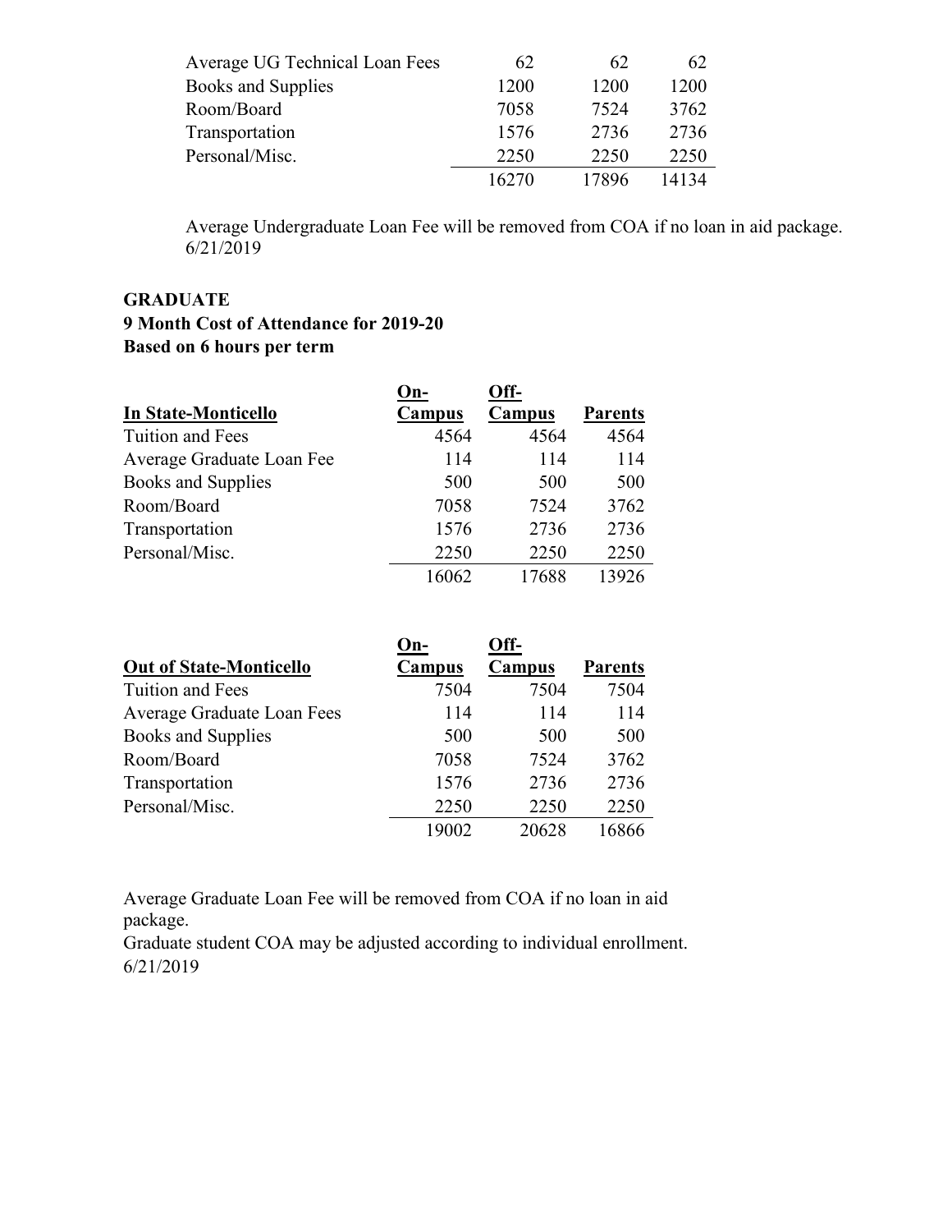| | | | |
|---|---|---|---|
| Average UG Technical Loan Fees | 62 | 62 | 62 |
| Books and Supplies | 1200 | 1200 | 1200 |
| Room/Board | 7058 | 7524 | 3762 |
| Transportation | 1576 | 2736 | 2736 |
| Personal/Misc. | 2250 | 2250 | 2250 |
| | 16270 | 17896 | 14134 |

Average Undergraduate Loan Fee will be removed from COA if no loan in aid package.
6/21/2019

**GRADUATE**
**9 Month Cost of Attendance for 2019-20**
**Based on 6 hours per term**

| In State-Monticello | On-Campus | Off-Campus | Parents |
|---|---|---|---|
| Tuition and Fees | 4564 | 4564 | 4564 |
| Average Graduate Loan Fee | 114 | 114 | 114 |
| Books and Supplies | 500 | 500 | 500 |
| Room/Board | 7058 | 7524 | 3762 |
| Transportation | 1576 | 2736 | 2736 |
| Personal/Misc. | 2250 | 2250 | 2250 |
| | 16062 | 17688 | 13926 |

| Out of State-Monticello | On-Campus | Off-Campus | Parents |
|---|---|---|---|
| Tuition and Fees | 7504 | 7504 | 7504 |
| Average Graduate Loan Fees | 114 | 114 | 114 |
| Books and Supplies | 500 | 500 | 500 |
| Room/Board | 7058 | 7524 | 3762 |
| Transportation | 1576 | 2736 | 2736 |
| Personal/Misc. | 2250 | 2250 | 2250 |
| | 19002 | 20628 | 16866 |

Average Graduate Loan Fee will be removed from COA if no loan in aid package.
Graduate student COA may be adjusted according to individual enrollment.
6/21/2019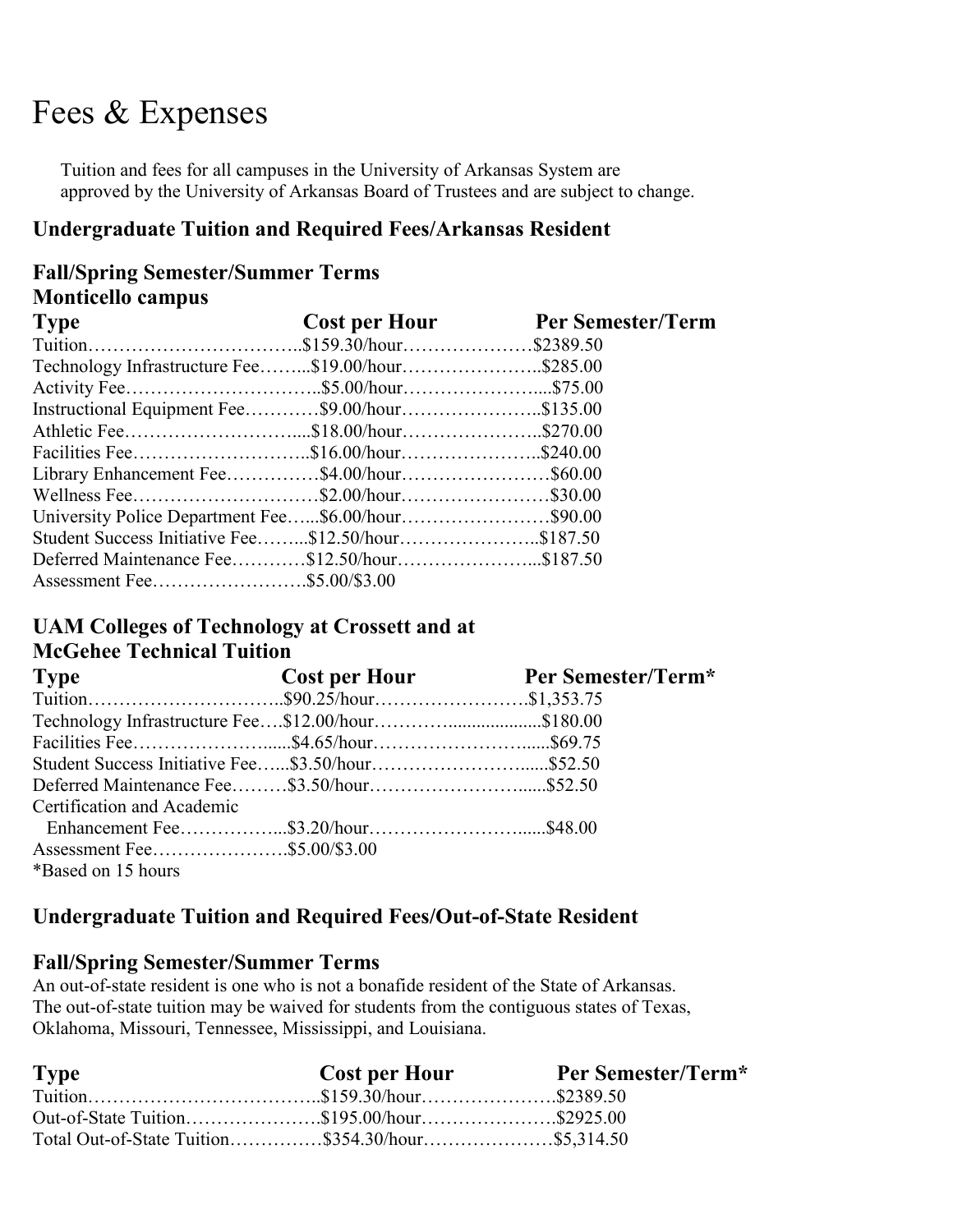# Fees & Expenses

Tuition and fees for all campuses in the University of Arkansas System are approved by the University of Arkansas Board of Trustees and are subject to change.

## Undergraduate Tuition and Required Fees/Arkansas Resident

### Fall/Spring Semester/Summer Terms
### Monticello campus

| Type | Cost per Hour | Per Semester/Term |
|---|---|---|
| Tuition | $159.30/hour | $2389.50 |
| Technology Infrastructure Fee | $19.00/hour | $285.00 |
| Activity Fee | $5.00/hour | $75.00 |
| Instructional Equipment Fee | $9.00/hour | $135.00 |
| Athletic Fee | $18.00/hour | $270.00 |
| Facilities Fee | $16.00/hour | $240.00 |
| Library Enhancement Fee | $4.00/hour | $60.00 |
| Wellness Fee | $2.00/hour | $30.00 |
| University Police Department Fee | $6.00/hour | $90.00 |
| Student Success Initiative Fee | $12.50/hour | $187.50 |
| Deferred Maintenance Fee | $12.50/hour | $187.50 |
| Assessment Fee | $5.00/$3.00 | |

### UAM Colleges of Technology at Crossett and at McGehee Technical Tuition

| Type | Cost per Hour | Per Semester/Term* |
|---|---|---|
| Tuition | $90.25/hour | $1,353.75 |
| Technology Infrastructure Fee | $12.00/hour | $180.00 |
| Facilities Fee | $4.65/hour | $69.75 |
| Student Success Initiative Fee | $3.50/hour | $52.50 |
| Deferred Maintenance Fee | $3.50/hour | $52.50 |
| Certification and Academic Enhancement Fee | $3.20/hour | $48.00 |
| Assessment Fee | $5.00/$3.00 | |

*Based on 15 hours

## Undergraduate Tuition and Required Fees/Out-of-State Resident

### Fall/Spring Semester/Summer Terms

An out-of-state resident is one who is not a bonafide resident of the State of Arkansas. The out-of-state tuition may be waived for students from the contiguous states of Texas, Oklahoma, Missouri, Tennessee, Mississippi, and Louisiana.

| Type | Cost per Hour | Per Semester/Term* |
|---|---|---|
| Tuition | $159.30/hour | $2389.50 |
| Out-of-State Tuition | $195.00/hour | $2925.00 |
| Total Out-of-State Tuition | $354.30/hour | $5,314.50 |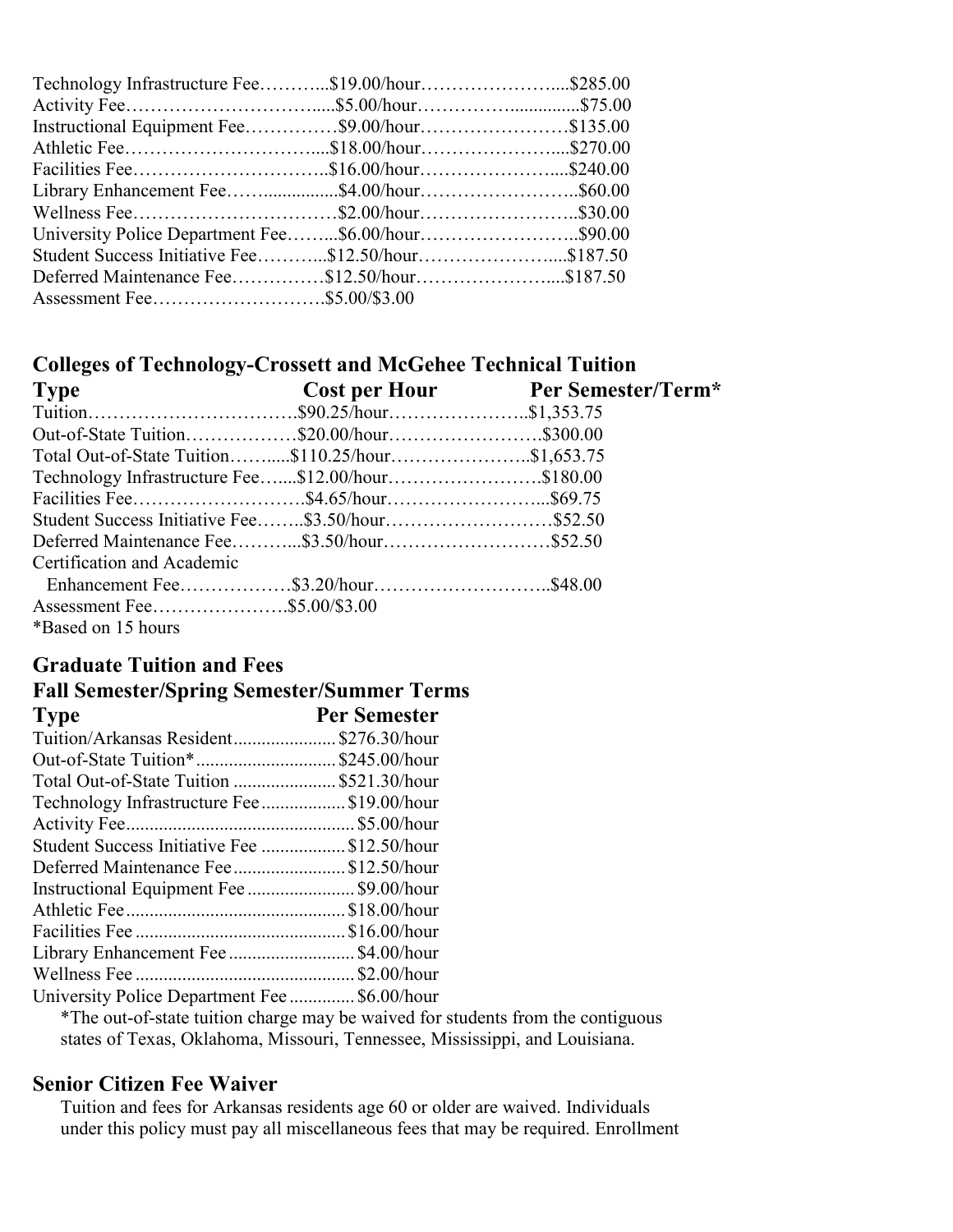| | | |
|---|---|---|
| Technology Infrastructure Fee | $19.00/hour | $285.00 |
| Activity Fee | $5.00/hour | $75.00 |
| Instructional Equipment Fee | $9.00/hour | $135.00 |
| Athletic Fee | $18.00/hour | $270.00 |
| Facilities Fee | $16.00/hour | $240.00 |
| Library Enhancement Fee | $4.00/hour | $60.00 |
| Wellness Fee | $2.00/hour | $30.00 |
| University Police Department Fee | $6.00/hour | $90.00 |
| Student Success Initiative Fee | $12.50/hour | $187.50 |
| Deferred Maintenance Fee | $12.50/hour | $187.50 |
| Assessment Fee | $5.00/$3.00 | |

## Colleges of Technology-Crossett and McGehee Technical Tuition

| Type | Cost per Hour | Per Semester/Term* |
|---|---|---|
| Tuition | $90.25/hour | $1,353.75 |
| Out-of-State Tuition | $20.00/hour | $300.00 |
| Total Out-of-State Tuition | $110.25/hour | $1,653.75 |
| Technology Infrastructure Fee | $12.00/hour | $180.00 |
| Facilities Fee | $4.65/hour | $69.75 |
| Student Success Initiative Fee | $3.50/hour | $52.50 |
| Deferred Maintenance Fee | $3.50/hour | $52.50 |
| Certification and Academic Enhancement Fee | $3.20/hour | $48.00 |
| Assessment Fee | $5.00/$3.00 | |

*Based on 15 hours

## Graduate Tuition and Fees

### Fall Semester/Spring Semester/Summer Terms

| Type | Per Semester |
|---|---|
| Tuition/Arkansas Resident | $276.30/hour |
| Out-of-State Tuition* | $245.00/hour |
| Total Out-of-State Tuition | $521.30/hour |
| Technology Infrastructure Fee | $19.00/hour |
| Activity Fee | $5.00/hour |
| Student Success Initiative Fee | $12.50/hour |
| Deferred Maintenance Fee | $12.50/hour |
| Instructional Equipment Fee | $9.00/hour |
| Athletic Fee | $18.00/hour |
| Facilities Fee | $16.00/hour |
| Library Enhancement Fee | $4.00/hour |
| Wellness Fee | $2.00/hour |
| University Police Department Fee | $6.00/hour |

*The out-of-state tuition charge may be waived for students from the contiguous states of Texas, Oklahoma, Missouri, Tennessee, Mississippi, and Louisiana.

## Senior Citizen Fee Waiver

Tuition and fees for Arkansas residents age 60 or older are waived. Individuals under this policy must pay all miscellaneous fees that may be required. Enrollment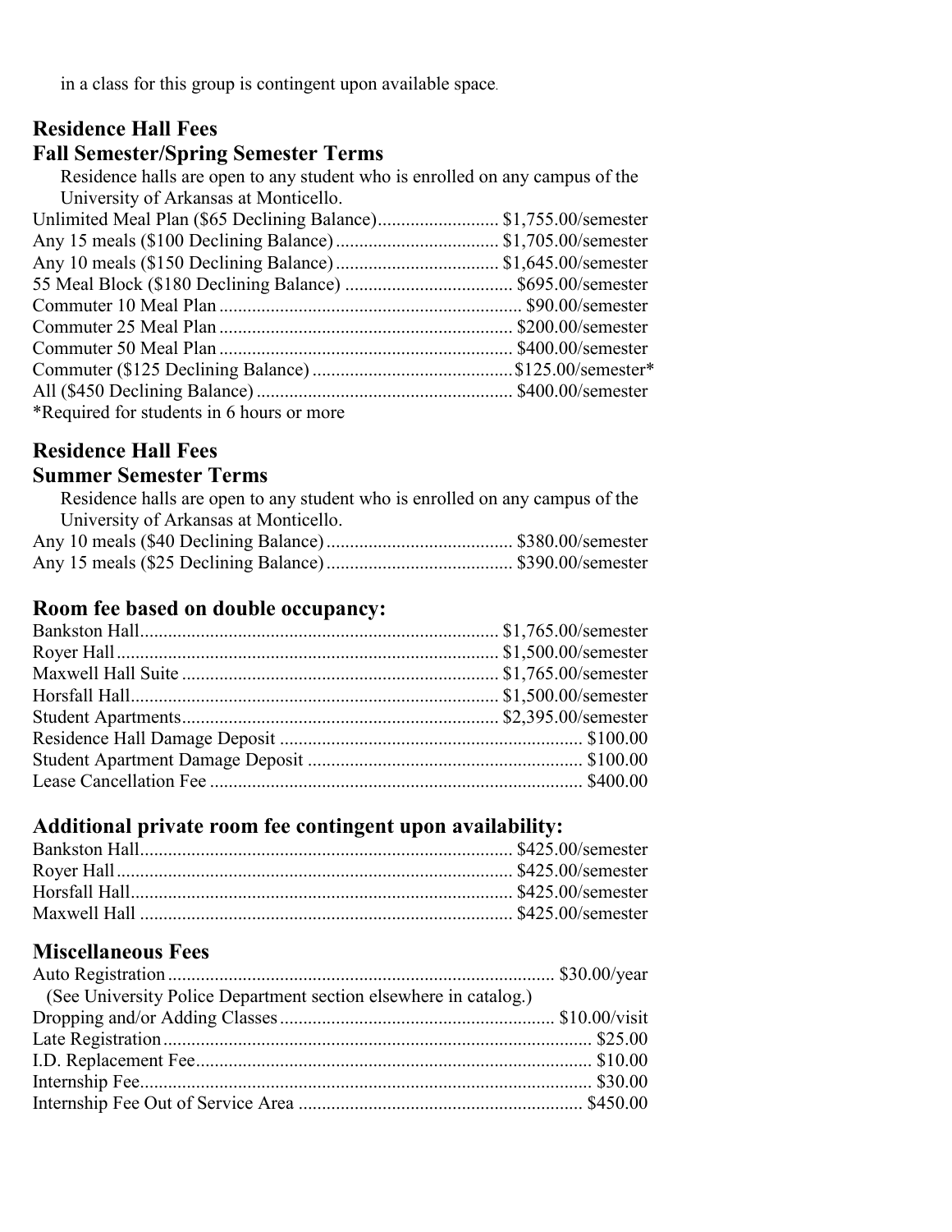in a class for this group is contingent upon available space.

## Residence Hall Fees
## Fall Semester/Spring Semester Terms

Residence halls are open to any student who is enrolled on any campus of the University of Arkansas at Monticello.

| | |
|---|---|
| Unlimited Meal Plan ($65 Declining Balance) | $1,755.00/semester |
| Any 15 meals ($100 Declining Balance) | $1,705.00/semester |
| Any 10 meals ($150 Declining Balance) | $1,645.00/semester |
| 55 Meal Block ($180 Declining Balance) | $695.00/semester |
| Commuter 10 Meal Plan | $90.00/semester |
| Commuter 25 Meal Plan | $200.00/semester |
| Commuter 50 Meal Plan | $400.00/semester |
| Commuter ($125 Declining Balance) | $125.00/semester* |
| All ($450 Declining Balance) | $400.00/semester |

*Required for students in 6 hours or more

## Residence Hall Fees
## Summer Semester Terms

Residence halls are open to any student who is enrolled on any campus of the University of Arkansas at Monticello.

| | |
|---|---|
| Any 10 meals ($40 Declining Balance) | $380.00/semester |
| Any 15 meals ($25 Declining Balance) | $390.00/semester |

## Room fee based on double occupancy:

| | |
|---|---|
| Bankston Hall | $1,765.00/semester |
| Royer Hall | $1,500.00/semester |
| Maxwell Hall Suite | $1,765.00/semester |
| Horsfall Hall | $1,500.00/semester |
| Student Apartments | $2,395.00/semester |
| Residence Hall Damage Deposit | $100.00 |
| Student Apartment Damage Deposit | $100.00 |
| Lease Cancellation Fee | $400.00 |

## Additional private room fee contingent upon availability:

| | |
|---|---|
| Bankston Hall | $425.00/semester |
| Royer Hall | $425.00/semester |
| Horsfall Hall | $425.00/semester |
| Maxwell Hall | $425.00/semester |

## Miscellaneous Fees

| | |
|---|---|
| Auto Registration | $30.00/year |
| (See University Police Department section elsewhere in catalog.) | |
| Dropping and/or Adding Classes | $10.00/visit |
| Late Registration | $25.00 |
| I.D. Replacement Fee | $10.00 |
| Internship Fee | $30.00 |
| Internship Fee Out of Service Area | $450.00 |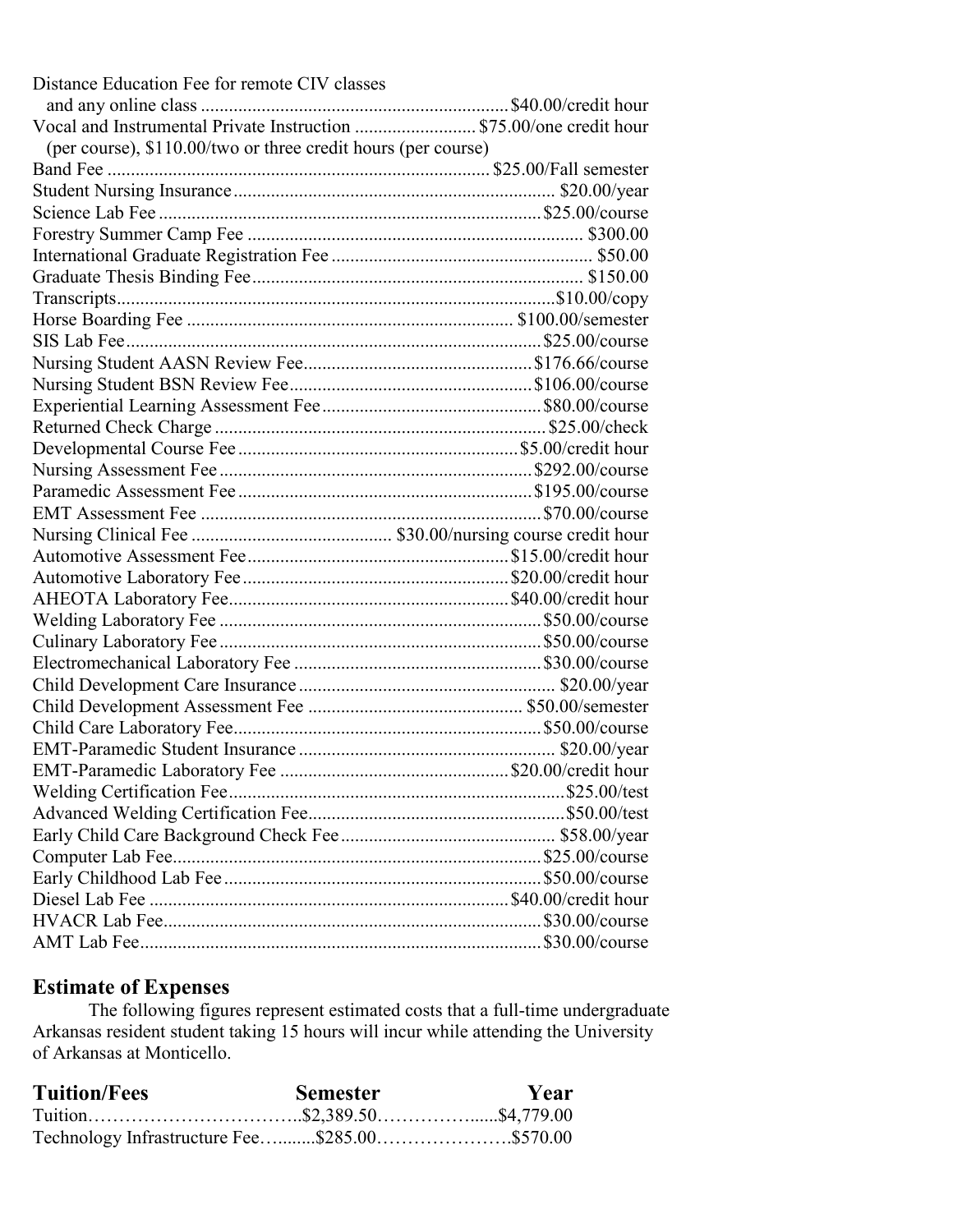| | |
|---|---|
| Distance Education Fee for remote CIV classes and any online class | $40.00/credit hour |
| Vocal and Instrumental Private Instruction | $75.00/one credit hour (per course), $110.00/two or three credit hours (per course) |
| Band Fee | $25.00/Fall semester |
| Student Nursing Insurance | $20.00/year |
| Science Lab Fee | $25.00/course |
| Forestry Summer Camp Fee | $300.00 |
| International Graduate Registration Fee | $50.00 |
| Graduate Thesis Binding Fee | $150.00 |
| Transcripts | $10.00/copy |
| Horse Boarding Fee | $100.00/semester |
| SIS Lab Fee | $25.00/course |
| Nursing Student AASN Review Fee | $176.66/course |
| Nursing Student BSN Review Fee | $106.00/course |
| Experiential Learning Assessment Fee | $80.00/course |
| Returned Check Charge | $25.00/check |
| Developmental Course Fee | $5.00/credit hour |
| Nursing Assessment Fee | $292.00/course |
| Paramedic Assessment Fee | $195.00/course |
| EMT Assessment Fee | $70.00/course |
| Nursing Clinical Fee | $30.00/nursing course credit hour |
| Automotive Assessment Fee | $15.00/credit hour |
| Automotive Laboratory Fee | $20.00/credit hour |
| AHEOTA Laboratory Fee | $40.00/credit hour |
| Welding Laboratory Fee | $50.00/course |
| Culinary Laboratory Fee | $50.00/course |
| Electromechanical Laboratory Fee | $30.00/course |
| Child Development Care Insurance | $20.00/year |
| Child Development Assessment Fee | $50.00/semester |
| Child Care Laboratory Fee | $50.00/course |
| EMT-Paramedic Student Insurance | $20.00/year |
| EMT-Paramedic Laboratory Fee | $20.00/credit hour |
| Welding Certification Fee | $25.00/test |
| Advanced Welding Certification Fee | $50.00/test |
| Early Child Care Background Check Fee | $58.00/year |
| Computer Lab Fee | $25.00/course |
| Early Childhood Lab Fee | $50.00/course |
| Diesel Lab Fee | $40.00/credit hour |
| HVACR Lab Fee | $30.00/course |
| AMT Lab Fee | $30.00/course |

## Estimate of Expenses

The following figures represent estimated costs that a full-time undergraduate Arkansas resident student taking 15 hours will incur while attending the University of Arkansas at Monticello.

| Tuition/Fees | Semester | Year |
|---|---|---|
| Tuition | $2,389.50 | $4,779.00 |
| Technology Infrastructure Fee | $285.00 | $570.00 |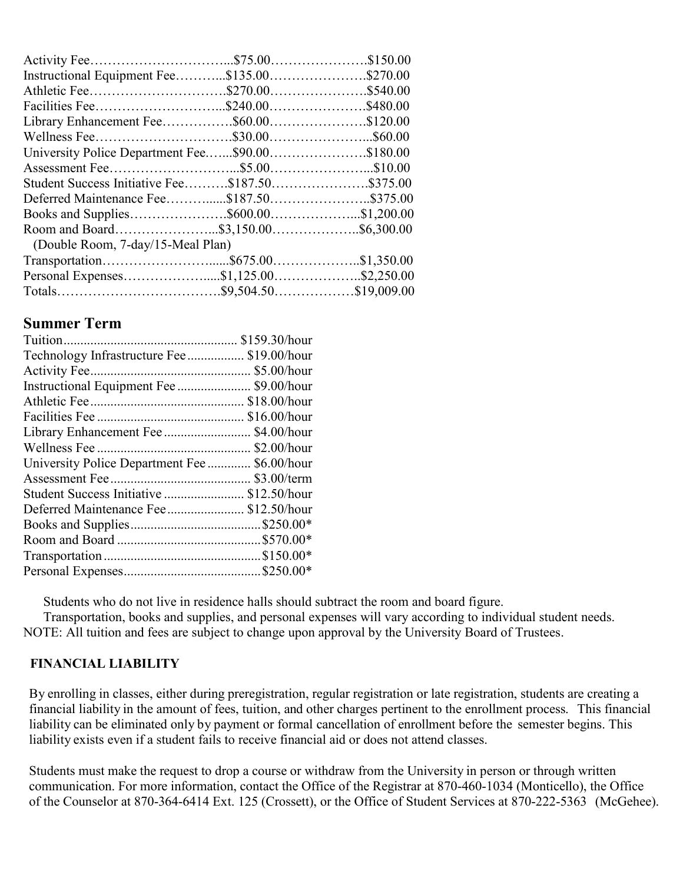| | | |
|---|---|---|
| Activity Fee | $75.00 | $150.00 |
| Instructional Equipment Fee | $135.00 | $270.00 |
| Athletic Fee | $270.00 | $540.00 |
| Facilities Fee | $240.00 | $480.00 |
| Library Enhancement Fee | $60.00 | $120.00 |
| Wellness Fee | $30.00 | $60.00 |
| University Police Department Fee | $90.00 | $180.00 |
| Assessment Fee | $5.00 | $10.00 |
| Student Success Initiative Fee | $187.50 | $375.00 |
| Deferred Maintenance Fee | $187.50 | $375.00 |
| Books and Supplies | $600.00 | $1,200.00 |
| Room and Board (Double Room, 7-day/15-Meal Plan) | $3,150.00 | $6,300.00 |
| Transportation | $675.00 | $1,350.00 |
| Personal Expenses | $1,125.00 | $2,250.00 |
| Totals | $9,504.50 | $19,009.00 |

## Summer Term

| | |
|---|---|
| Tuition | $159.30/hour |
| Technology Infrastructure Fee | $19.00/hour |
| Activity Fee | $5.00/hour |
| Instructional Equipment Fee | $9.00/hour |
| Athletic Fee | $18.00/hour |
| Facilities Fee | $16.00/hour |
| Library Enhancement Fee | $4.00/hour |
| Wellness Fee | $2.00/hour |
| University Police Department Fee | $6.00/hour |
| Assessment Fee | $3.00/term |
| Student Success Initiative | $12.50/hour |
| Deferred Maintenance Fee | $12.50/hour |
| Books and Supplies | $250.00* |
| Room and Board | $570.00* |
| Transportation | $150.00* |
| Personal Expenses | $250.00* |

Students who do not live in residence halls should subtract the room and board figure.

Transportation, books and supplies, and personal expenses will vary according to individual student needs.

NOTE: All tuition and fees are subject to change upon approval by the University Board of Trustees.

### FINANCIAL LIABILITY

By enrolling in classes, either during preregistration, regular registration or late registration, students are creating a financial liability in the amount of fees, tuition, and other charges pertinent to the enrollment process. This financial liability can be eliminated only by payment or formal cancellation of enrollment before the semester begins. This liability exists even if a student fails to receive financial aid or does not attend classes.

Students must make the request to drop a course or withdraw from the University in person or through written communication. For more information, contact the Office of the Registrar at 870-460-1034 (Monticello), the Office of the Counselor at 870-364-6414 Ext. 125 (Crossett), or the Office of Student Services at 870-222-5363 (McGehee).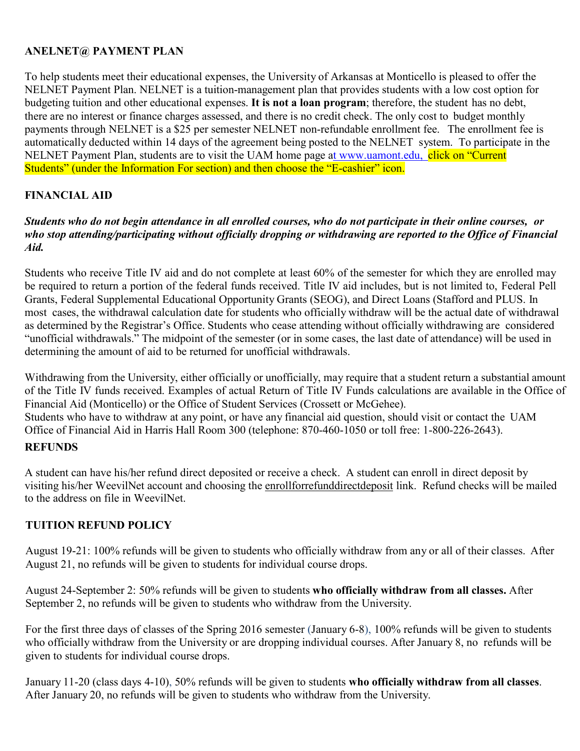**ANELNET@ PAYMENT PLAN**

To help students meet their educational expenses, the University of Arkansas at Monticello is pleased to offer the NELNET Payment Plan. NELNET is a tuition-management plan that provides students with a low cost option for budgeting tuition and other educational expenses. **It is not a loan program**; therefore, the student has no debt, there are no interest or finance charges assessed, and there is no credit check. The only cost to budget monthly payments through NELNET is a $25 per semester NELNET non-refundable enrollment fee. The enrollment fee is automatically deducted within 14 days of the agreement being posted to the NELNET system. To participate in the NELNET Payment Plan, students are to visit the UAM home page at www.uamont.edu, click on "Current Students" (under the Information For section) and then choose the "E-cashier" icon.

**FINANCIAL AID**

***Students who do not begin attendance in all enrolled courses, who do not participate in their online courses, or who stop attending/participating without officially dropping or withdrawing are reported to the Office of Financial Aid.***

Students who receive Title IV aid and do not complete at least 60% of the semester for which they are enrolled may be required to return a portion of the federal funds received. Title IV aid includes, but is not limited to, Federal Pell Grants, Federal Supplemental Educational Opportunity Grants (SEOG), and Direct Loans (Stafford and PLUS. In most cases, the withdrawal calculation date for students who officially withdraw will be the actual date of withdrawal as determined by the Registrar's Office. Students who cease attending without officially withdrawing are considered "unofficial withdrawals." The midpoint of the semester (or in some cases, the last date of attendance) will be used in determining the amount of aid to be returned for unofficial withdrawals.

Withdrawing from the University, either officially or unofficially, may require that a student return a substantial amount of the Title IV funds received. Examples of actual Return of Title IV Funds calculations are available in the Office of Financial Aid (Monticello) or the Office of Student Services (Crossett or McGehee).
Students who have to withdraw at any point, or have any financial aid question, should visit or contact the UAM Office of Financial Aid in Harris Hall Room 300 (telephone: 870-460-1050 or toll free: 1-800-226-2643).

**REFUNDS**

A student can have his/her refund direct deposited or receive a check. A student can enroll in direct deposit by visiting his/her WeevilNet account and choosing the enrollforrefunddirectdeposit link. Refund checks will be mailed to the address on file in WeevilNet.

**TUITION REFUND POLICY**

August 19-21: 100% refunds will be given to students who officially withdraw from any or all of their classes. After August 21, no refunds will be given to students for individual course drops.

August 24-September 2: 50% refunds will be given to students **who officially withdraw from all classes.** After September 2, no refunds will be given to students who withdraw from the University.

For the first three days of classes of the Spring 2016 semester (January 6-8), 100% refunds will be given to students who officially withdraw from the University or are dropping individual courses. After January 8, no refunds will be given to students for individual course drops.

January 11-20 (class days 4-10), 50% refunds will be given to students **who officially withdraw from all classes**. After January 20, no refunds will be given to students who withdraw from the University.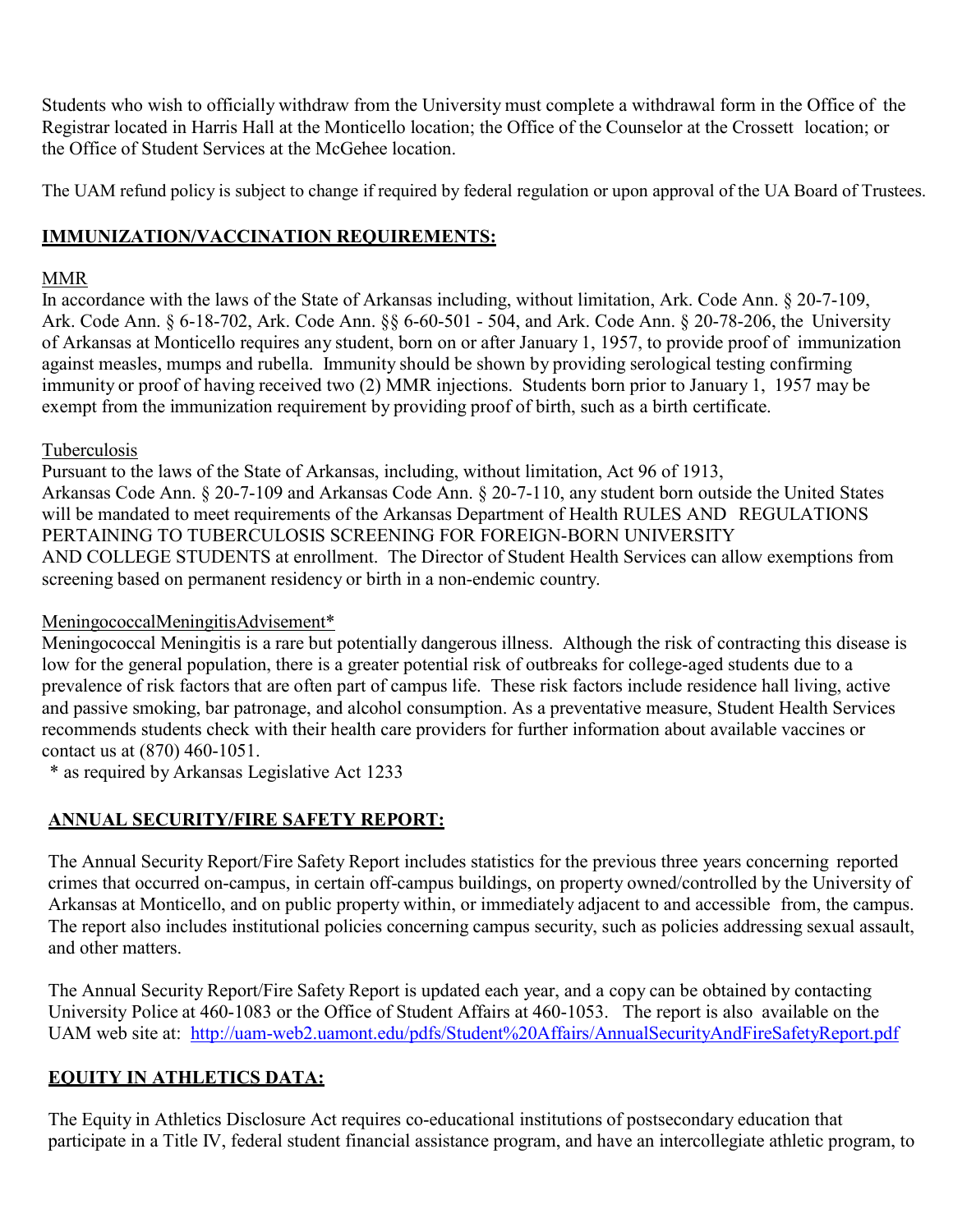Students who wish to officially withdraw from the University must complete a withdrawal form in the Office of the Registrar located in Harris Hall at the Monticello location; the Office of the Counselor at the Crossett location; or the Office of Student Services at the McGehee location.

The UAM refund policy is subject to change if required by federal regulation or upon approval of the UA Board of Trustees.

## IMMUNIZATION/VACCINATION REQUIREMENTS:

### MMR

In accordance with the laws of the State of Arkansas including, without limitation, Ark. Code Ann. § 20-7-109, Ark. Code Ann. § 6-18-702, Ark. Code Ann. §§ 6-60-501 - 504, and Ark. Code Ann. § 20-78-206, the University of Arkansas at Monticello requires any student, born on or after January 1, 1957, to provide proof of immunization against measles, mumps and rubella. Immunity should be shown by providing serological testing confirming immunity or proof of having received two (2) MMR injections. Students born prior to January 1, 1957 may be exempt from the immunization requirement by providing proof of birth, such as a birth certificate.

### Tuberculosis

Pursuant to the laws of the State of Arkansas, including, without limitation, Act 96 of 1913, Arkansas Code Ann. § 20-7-109 and Arkansas Code Ann. § 20-7-110, any student born outside the United States will be mandated to meet requirements of the Arkansas Department of Health RULES AND REGULATIONS PERTAINING TO TUBERCULOSIS SCREENING FOR FOREIGN-BORN UNIVERSITY AND COLLEGE STUDENTS at enrollment. The Director of Student Health Services can allow exemptions from screening based on permanent residency or birth in a non-endemic country.

### MeningococcalMeningitisAdvisement*

Meningococcal Meningitis is a rare but potentially dangerous illness. Although the risk of contracting this disease is low for the general population, there is a greater potential risk of outbreaks for college-aged students due to a prevalence of risk factors that are often part of campus life. These risk factors include residence hall living, active and passive smoking, bar patronage, and alcohol consumption. As a preventative measure, Student Health Services recommends students check with their health care providers for further information about available vaccines or contact us at (870) 460-1051.

\* as required by Arkansas Legislative Act 1233

## ANNUAL SECURITY/FIRE SAFETY REPORT:

The Annual Security Report/Fire Safety Report includes statistics for the previous three years concerning reported crimes that occurred on-campus, in certain off-campus buildings, on property owned/controlled by the University of Arkansas at Monticello, and on public property within, or immediately adjacent to and accessible from, the campus. The report also includes institutional policies concerning campus security, such as policies addressing sexual assault, and other matters.

The Annual Security Report/Fire Safety Report is updated each year, and a copy can be obtained by contacting University Police at 460-1083 or the Office of Student Affairs at 460-1053. The report is also available on the UAM web site at: http://uam-web2.uamont.edu/pdfs/Student%20Affairs/AnnualSecurityAndFireSafetyReport.pdf

## EQUITY IN ATHLETICS DATA:

The Equity in Athletics Disclosure Act requires co-educational institutions of postsecondary education that participate in a Title IV, federal student financial assistance program, and have an intercollegiate athletic program, to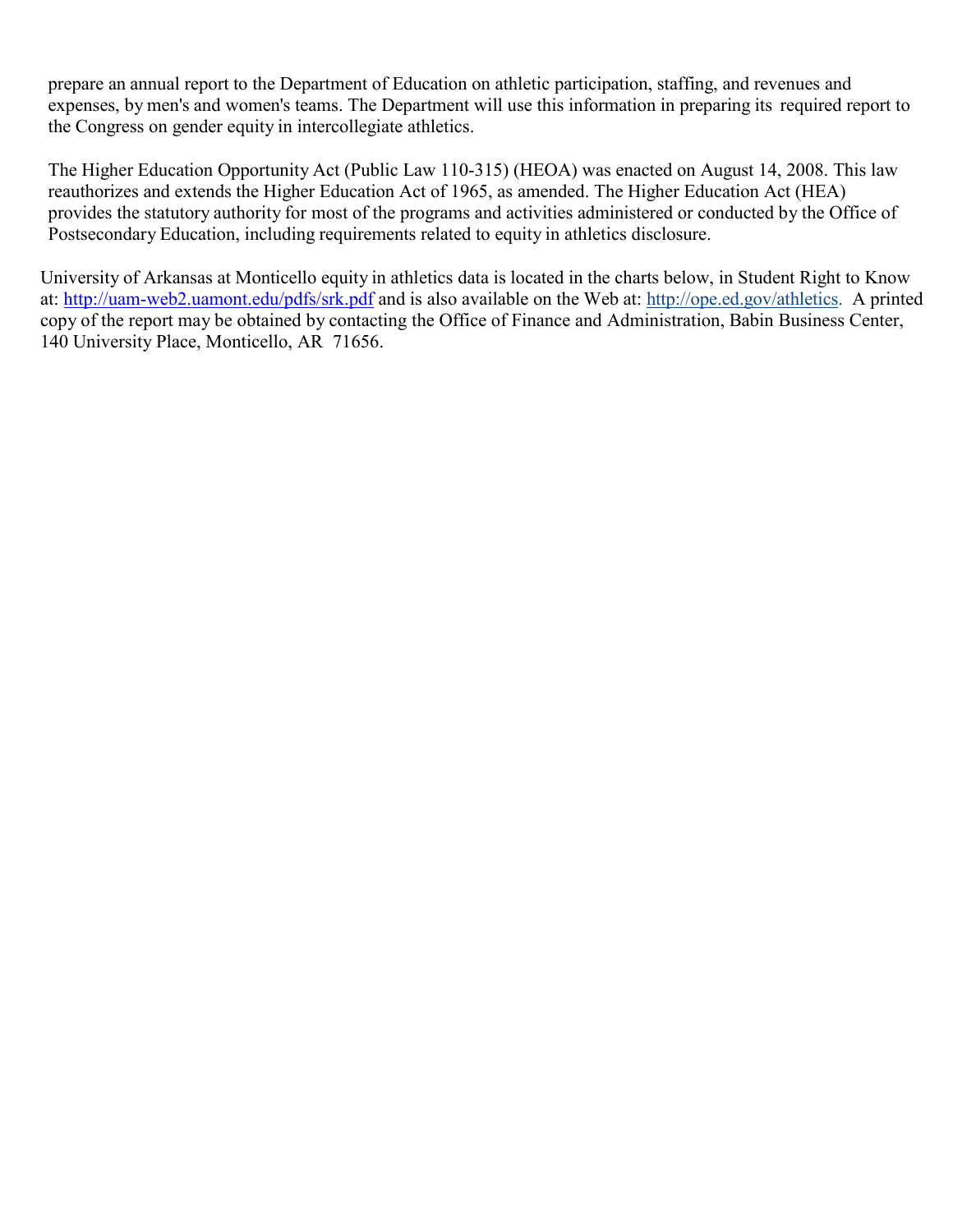prepare an annual report to the Department of Education on athletic participation, staffing, and revenues and expenses, by men's and women's teams. The Department will use this information in preparing its required report to the Congress on gender equity in intercollegiate athletics.

The Higher Education Opportunity Act (Public Law 110-315) (HEOA) was enacted on August 14, 2008. This law reauthorizes and extends the Higher Education Act of 1965, as amended. The Higher Education Act (HEA) provides the statutory authority for most of the programs and activities administered or conducted by the Office of Postsecondary Education, including requirements related to equity in athletics disclosure.

University of Arkansas at Monticello equity in athletics data is located in the charts below, in Student Right to Know at: http://uam-web2.uamont.edu/pdfs/srk.pdf and is also available on the Web at: http://ope.ed.gov/athletics. A printed copy of the report may be obtained by contacting the Office of Finance and Administration, Babin Business Center, 140 University Place, Monticello, AR 71656.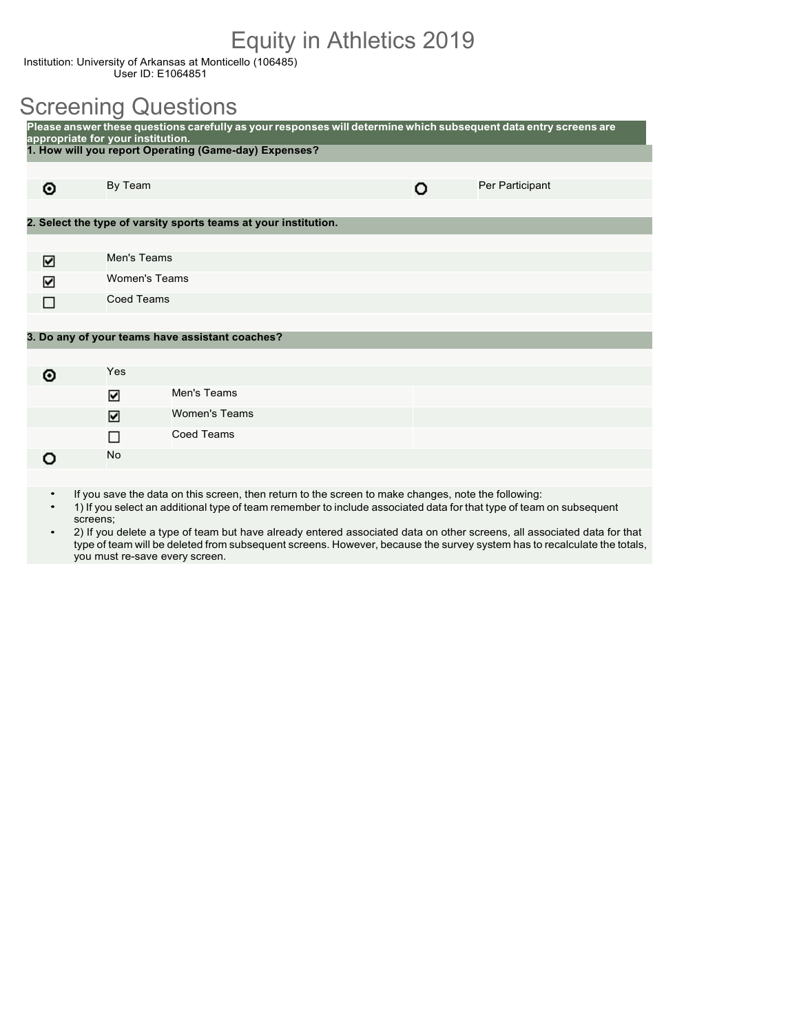# Equity in Athletics 2019

Institution: University of Arkansas at Monticello (106485)
User ID: E1064851

## Screening Questions

**Please answer these questions carefully as your responses will determine which subsequent data entry screens are appropriate for your institution.**

**1. How will you report Operating (Game-day) Expenses?**

- (●) By Team
- ( ) Per Participant

**2. Select the type of varsity sports teams at your institution.**

- [x] Men's Teams
- [x] Women's Teams
- [ ] Coed Teams

**3. Do any of your teams have assistant coaches?**

- (●) Yes
  - [x] Men's Teams
  - [x] Women's Teams
  - [ ] Coed Teams
- ( ) No

- If you save the data on this screen, then return to the screen to make changes, note the following:
- 1) If you select an additional type of team remember to include associated data for that type of team on subsequent screens;
- 2) If you delete a type of team but have already entered associated data on other screens, all associated data for that type of team will be deleted from subsequent screens. However, because the survey system has to recalculate the totals, you must re-save every screen.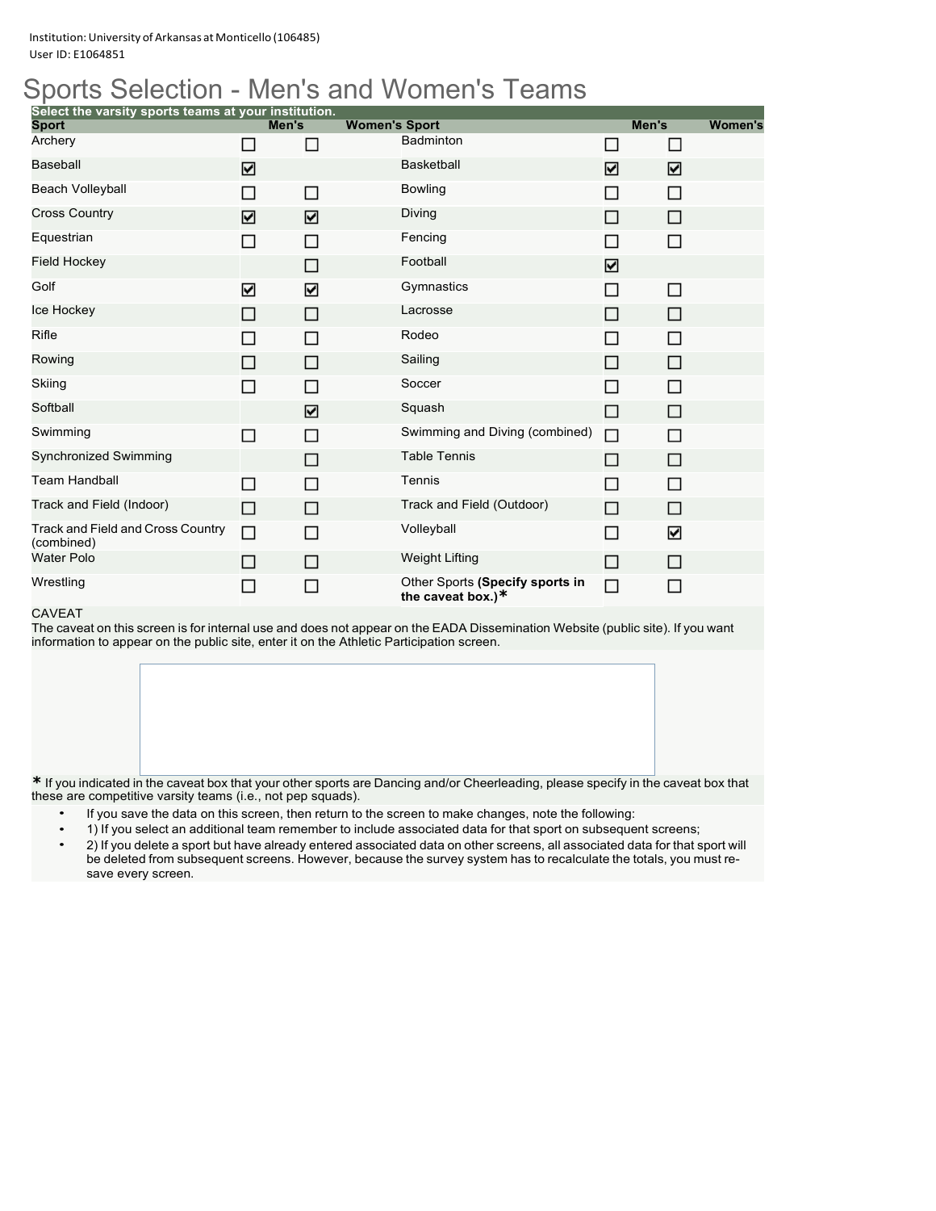Institution: University of Arkansas at Monticello (106485)
User ID: E1064851

# Sports Selection - Men's and Women's Teams

**Select the varsity sports teams at your institution.**

| Sport | Men's | Women's | Sport | Men's | Women's |
|---|---|---|---|---|---|
| Archery | ☐ | ☐ | Badminton | ☐ | ☐ |
| Baseball | ☑ | | Basketball | ☑ | ☑ |
| Beach Volleyball | ☐ | ☐ | Bowling | ☐ | ☐ |
| Cross Country | ☑ | ☑ | Diving | ☐ | ☐ |
| Equestrian | ☐ | ☐ | Fencing | ☐ | ☐ |
| Field Hockey | | ☐ | Football | ☑ | |
| Golf | ☑ | ☑ | Gymnastics | ☐ | ☐ |
| Ice Hockey | ☐ | ☐ | Lacrosse | ☐ | ☐ |
| Rifle | ☐ | ☐ | Rodeo | ☐ | ☐ |
| Rowing | ☐ | ☐ | Sailing | ☐ | ☐ |
| Skiing | ☐ | ☐ | Soccer | ☐ | ☐ |
| Softball | | ☑ | Squash | ☐ | ☐ |
| Swimming | ☐ | ☐ | Swimming and Diving (combined) | ☐ | ☐ |
| Synchronized Swimming | | ☐ | Table Tennis | ☐ | ☐ |
| Team Handball | ☐ | ☐ | Tennis | ☐ | ☐ |
| Track and Field (Indoor) | ☐ | ☐ | Track and Field (Outdoor) | ☐ | ☐ |
| Track and Field and Cross Country (combined) | ☐ | ☐ | Volleyball | ☐ | ☑ |
| Water Polo | ☐ | ☐ | Weight Lifting | ☐ | ☐ |
| Wrestling | ☐ | ☐ | Other Sports **(Specify sports in the caveat box.)*** | ☐ | ☐ |

CAVEAT

The caveat on this screen is for internal use and does not appear on the EADA Dissemination Website (public site). If you want information to appear on the public site, enter it on the Athletic Participation screen.

\* If you indicated in the caveat box that your other sports are Dancing and/or Cheerleading, please specify in the caveat box that these are competitive varsity teams (i.e., not pep squads).

- If you save the data on this screen, then return to the screen to make changes, note the following:
- 1) If you select an additional team remember to include associated data for that sport on subsequent screens;
- 2) If you delete a sport but have already entered associated data on other screens, all associated data for that sport will be deleted from subsequent screens. However, because the survey system has to recalculate the totals, you must re-save every screen.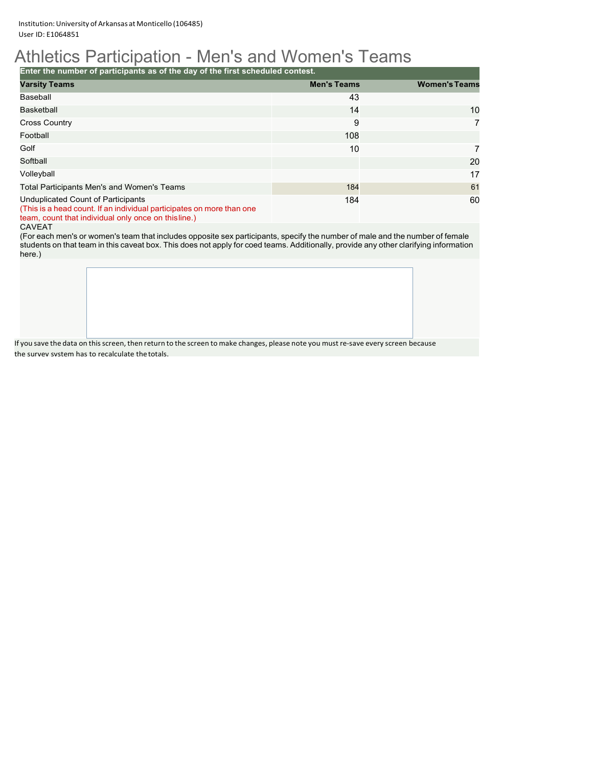Institution: University of Arkansas at Monticello (106485)
User ID: E1064851

# Athletics Participation - Men's and Women's Teams

**Enter the number of participants as of the day of the first scheduled contest.**

| Varsity Teams | Men's Teams | Women's Teams |
|---|---|---|
| Baseball | 43 | |
| Basketball | 14 | 10 |
| Cross Country | 9 | 7 |
| Football | 108 | |
| Golf | 10 | 7 |
| Softball | | 20 |
| Volleyball | | 17 |
| Total Participants Men's and Women's Teams | 184 | 61 |
| Unduplicated Count of Participants (This is a head count. If an individual participates on more than one team, count that individual only once on this line.) | 184 | 60 |

CAVEAT
(For each men's or women's team that includes opposite sex participants, specify the number of male and the number of female students on that team in this caveat box. This does not apply for coed teams. Additionally, provide any other clarifying information here.)

If you save the data on this screen, then return to the screen to make changes, please note you must re-save every screen because the survey system has to recalculate the totals.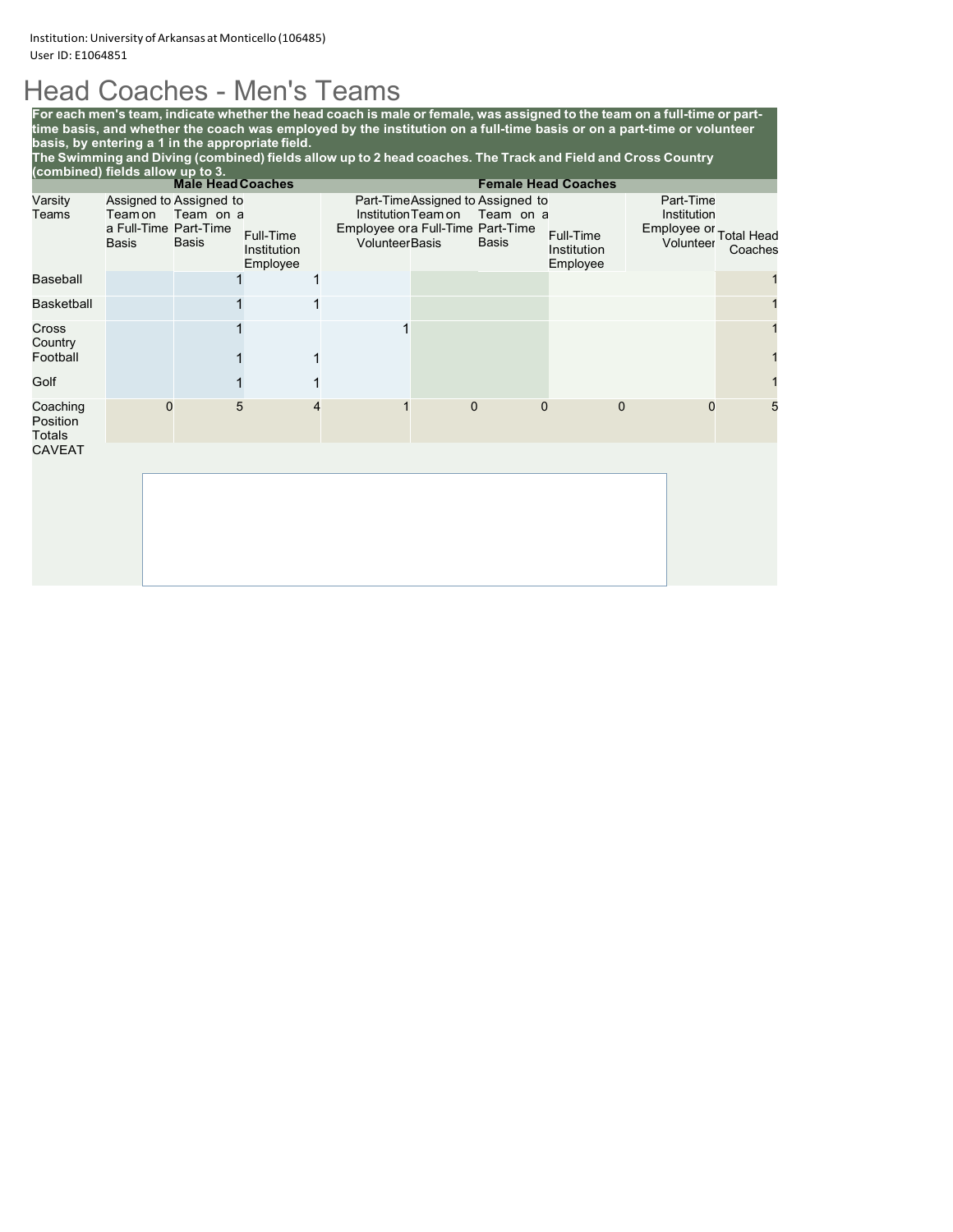Institution: University of Arkansas at Monticello (106485)
User ID: E1064851

# Head Coaches - Men's Teams

**For each men's team, indicate whether the head coach is male or female, was assigned to the team on a full-time or part-time basis, and whether the coach was employed by the institution on a full-time basis or on a part-time or volunteer basis, by entering a 1 in the appropriate field.**
**The Swimming and Diving (combined) fields allow up to 2 head coaches. The Track and Field and Cross Country (combined) fields allow up to 3.**

| | Male Head Coaches | | | | Female Head Coaches | | | | |
|---|---|---|---|---|---|---|---|---|---|
| Varsity Teams | Assigned to Team on a Full-Time Basis | Assigned to Team on a Part-Time Basis | Full-Time Institution Employee | Part-Time Institution Employee or Volunteer | Assigned to Team on a Full-Time Basis | Assigned to Team on a Part-Time Basis | Full-Time Institution Employee | Part-Time Institution Employee or Volunteer | Total Head Coaches |
| Baseball | | 1 | 1 | | | | | | 1 |
| Basketball | | 1 | 1 | | | | | | 1 |
| Cross Country | | 1 | | 1 | | | | | 1 |
| Football | | 1 | 1 | | | | | | 1 |
| Golf | | 1 | 1 | | | | | | 1 |
| Coaching Position Totals | 0 | 5 | 4 | 1 | 0 | 0 | 0 | 0 | 5 |

CAVEAT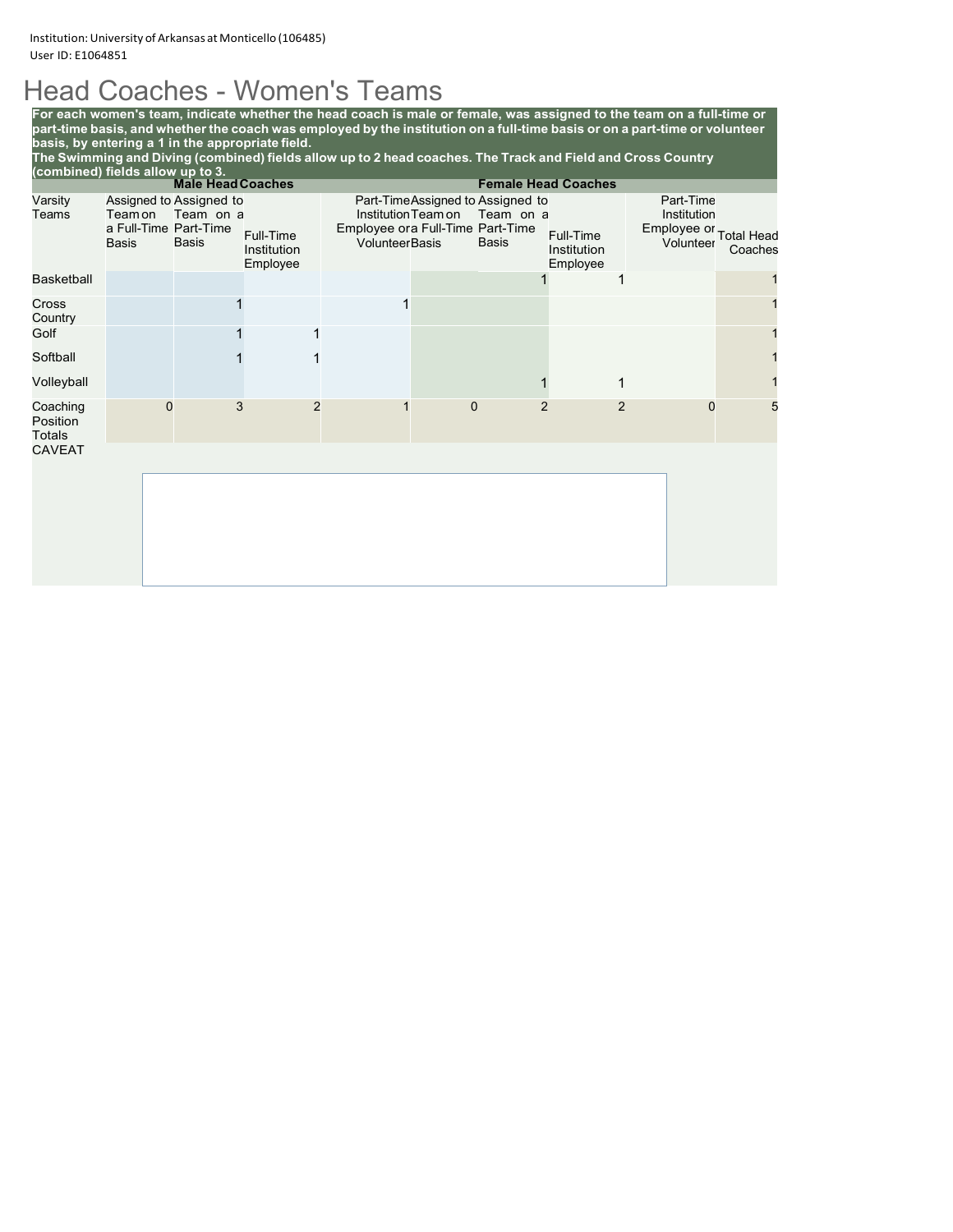Institution: University of Arkansas at Monticello (106485)
User ID: E1064851

# Head Coaches - Women's Teams

**For each women's team, indicate whether the head coach is male or female, was assigned to the team on a full-time or part-time basis, and whether the coach was employed by the institution on a full-time basis or on a part-time or volunteer basis, by entering a 1 in the appropriate field.**
**The Swimming and Diving (combined) fields allow up to 2 head coaches. The Track and Field and Cross Country (combined) fields allow up to 3.**

| | Male Head Coaches | | | | Female Head Coaches | | | | |
|---|---|---|---|---|---|---|---|---|---|
| Varsity Teams | Assigned to Team on a Full-Time Basis | Assigned to Team on a Part-Time Basis | Full-Time Institution Employee | Part-Time Institution Employee or Volunteer | Assigned to Team on a Full-Time Basis | Assigned to Team on a Part-Time Basis | Full-Time Institution Employee | Part-Time Institution Employee or Volunteer | Total Head Coaches |
| Basketball | | | | | | 1 | 1 | | 1 |
| Cross Country | | 1 | | 1 | | | | | 1 |
| Golf | | 1 | 1 | | | | | | 1 |
| Softball | | 1 | 1 | | | | | | 1 |
| Volleyball | | | | | | 1 | 1 | | 1 |
| Coaching Position Totals | 0 | 3 | 2 | 1 | 0 | 2 | 2 | 0 | 5 |

CAVEAT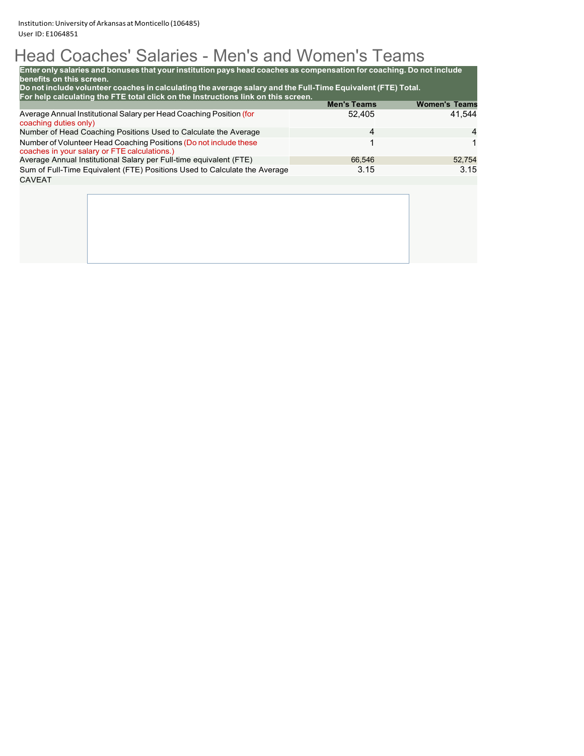Institution: University of Arkansas at Monticello (106485)
User ID: E1064851

# Head Coaches' Salaries - Men's and Women's Teams

**Enter only salaries and bonuses that your institution pays head coaches as compensation for coaching. Do not include benefits on this screen.**
**Do not include volunteer coaches in calculating the average salary and the Full-Time Equivalent (FTE) Total.**
**For help calculating the FTE total click on the Instructions link on this screen.**

| | Men's Teams | Women's Teams |
|---|---|---|
| Average Annual Institutional Salary per Head Coaching Position (for coaching duties only) | 52,405 | 41,544 |
| Number of Head Coaching Positions Used to Calculate the Average | 4 | 4 |
| Number of Volunteer Head Coaching Positions (Do not include these coaches in your salary or FTE calculations.) | 1 | 1 |
| Average Annual Institutional Salary per Full-time equivalent (FTE) | 66,546 | 52,754 |
| Sum of Full-Time Equivalent (FTE) Positions Used to Calculate the Average | 3.15 | 3.15 |

CAVEAT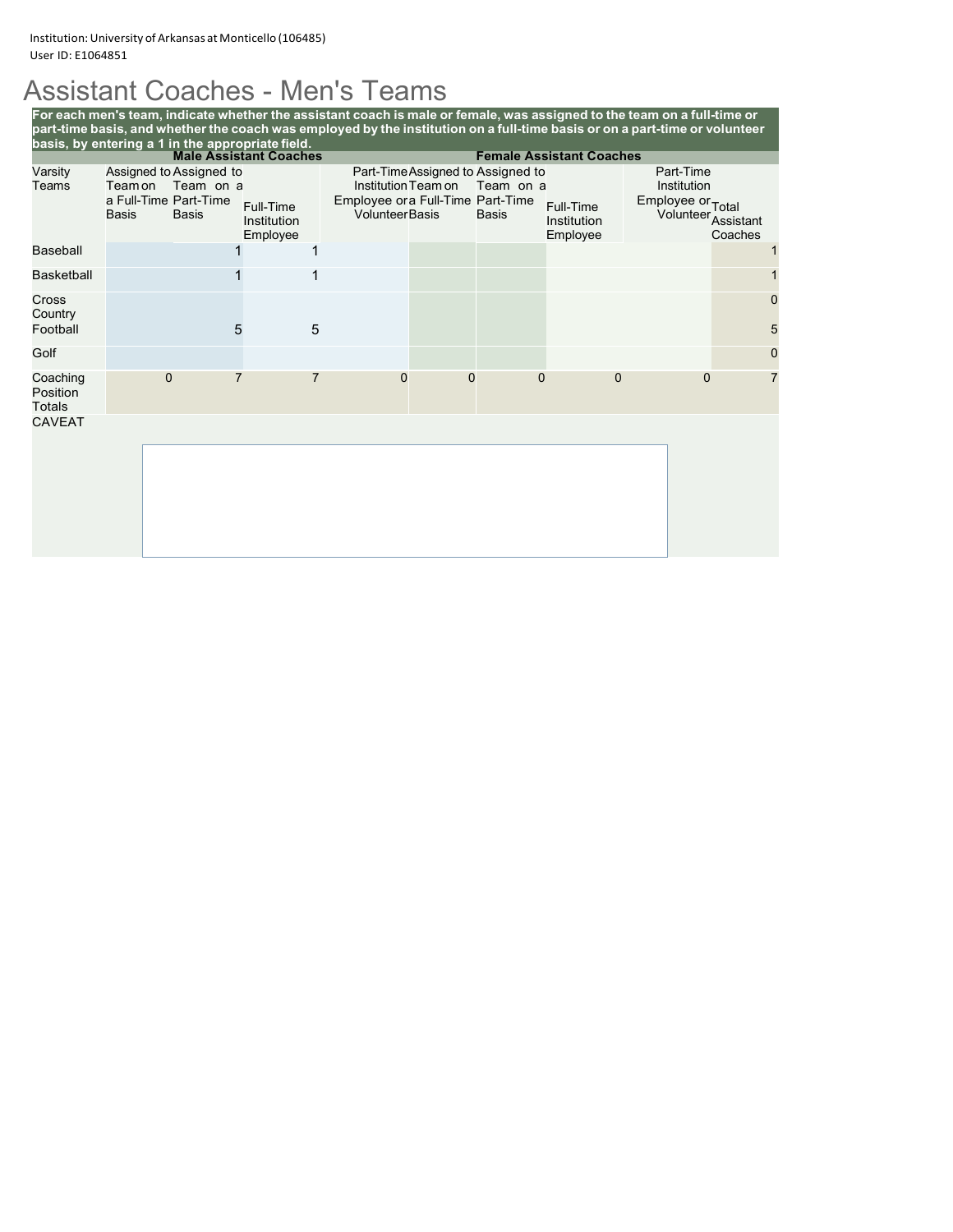Institution: University of Arkansas at Monticello (106485)
User ID: E1064851

# Assistant Coaches - Men's Teams

**For each men's team, indicate whether the assistant coach is male or female, was assigned to the team on a full-time or part-time basis, and whether the coach was employed by the institution on a full-time basis or on a part-time or volunteer basis, by entering a 1 in the appropriate field.**

| | Male Assistant Coaches | | | | Female Assistant Coaches | | | | |
|---|---|---|---|---|---|---|---|---|---|
| Varsity Teams | Assigned to Team on a Full-Time Basis | Assigned to Team on a Part-Time Basis | Full-Time Institution Employee | Part-Time Institution Employee or Volunteer | Assigned to Team on a Full-Time Basis | Assigned to Team on a Part-Time Basis | Full-Time Institution Employee | Part-Time Institution Employee or Volunteer | Total Assistant Coaches |
| Baseball | | 1 | 1 | | | | | | 1 |
| Basketball | | 1 | 1 | | | | | | 1 |
| Cross Country | | | | | | | | | 0 |
| Football | | 5 | 5 | | | | | | 5 |
| Golf | | | | | | | | | 0 |
| Coaching Position Totals | 0 | 7 | 7 | 0 | 0 | 0 | 0 | 0 | 7 |

CAVEAT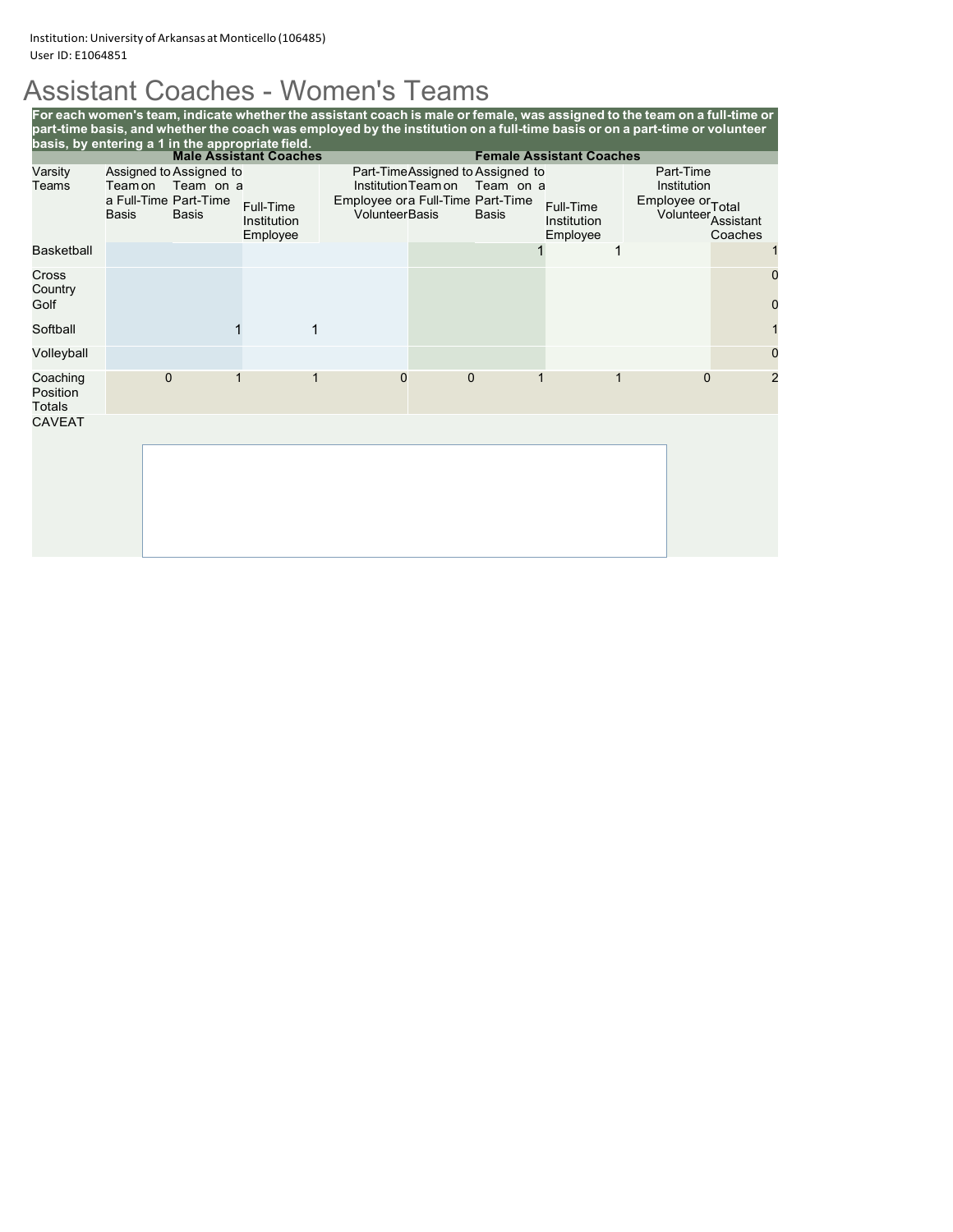# Assistant Coaches - Women's Teams

**For each women's team, indicate whether the assistant coach is male or female, was assigned to the team on a full-time or part-time basis, and whether the coach was employed by the institution on a full-time basis or on a part-time or volunteer basis, by entering a 1 in the appropriate field.**

| | Male Assistant Coaches | | | | Female Assistant Coaches | | | | |
|---|---|---|---|---|---|---|---|---|---|
| Varsity Teams | Assigned to Team on a Full-Time Basis | Assigned to Team on a Part-Time Basis | Full-Time Institution Employee | Part-Time Institution Employee or a Volunteer | Assigned to Team on a Full-Time Basis | Assigned to Team on a Part-Time Basis | Full-Time Institution Employee | Part-Time Institution Employee or Volunteer | Total Assistant Coaches |
| Basketball | | | | | | 1 | 1 | | 1 |
| Cross Country | | | | | | | | | 0 |
| Golf | | | | | | | | | 0 |
| Softball | | 1 | 1 | | | | | | 1 |
| Volleyball | | | | | | | | | 0 |
| Coaching Position Totals | 0 | 1 | 1 | 0 | 0 | 1 | 1 | 0 | 2 |

CAVEAT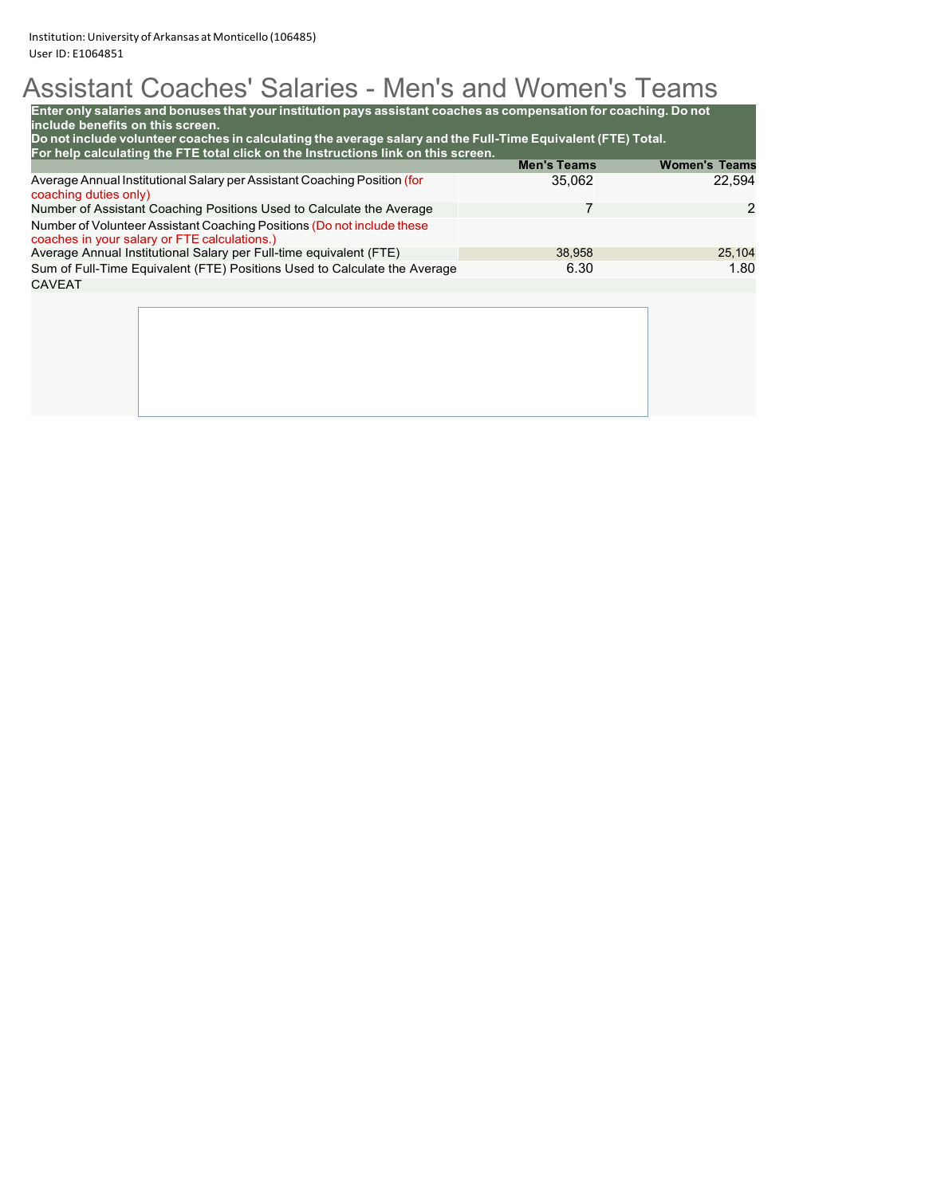Institution: University of Arkansas at Monticello (106485)
User ID: E1064851

# Assistant Coaches' Salaries - Men's and Women's Teams

**Enter only salaries and bonuses that your institution pays assistant coaches as compensation for coaching. Do not include benefits on this screen.**
**Do not include volunteer coaches in calculating the average salary and the Full-Time Equivalent (FTE) Total.**
**For help calculating the FTE total click on the Instructions link on this screen.**

| | Men's Teams | Women's Teams |
|---|---|---|
| Average Annual Institutional Salary per Assistant Coaching Position (for coaching duties only) | 35,062 | 22,594 |
| Number of Assistant Coaching Positions Used to Calculate the Average | 7 | 2 |
| Number of Volunteer Assistant Coaching Positions (Do not include these coaches in your salary or FTE calculations.) | | |
| Average Annual Institutional Salary per Full-time equivalent (FTE) | 38,958 | 25,104 |
| Sum of Full-Time Equivalent (FTE) Positions Used to Calculate the Average | 6.30 | 1.80 |

CAVEAT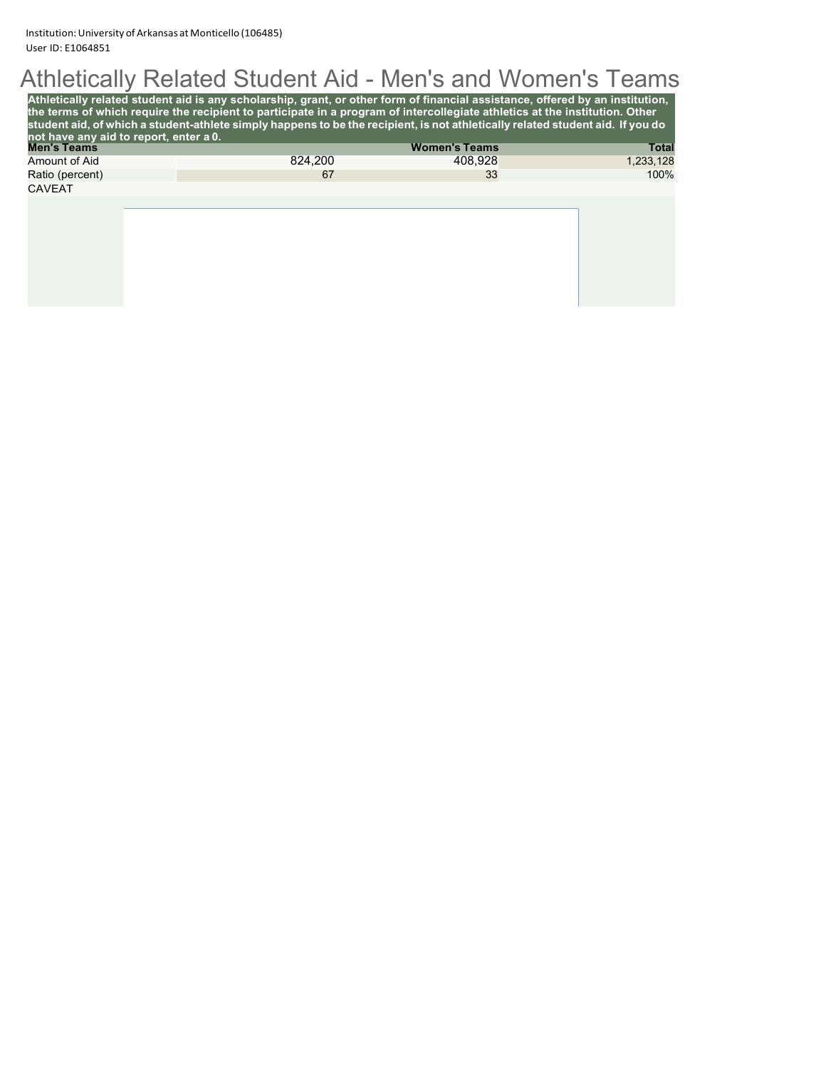Institution: University of Arkansas at Monticello (106485)
User ID: E1064851

# Athletically Related Student Aid - Men's and Women's Teams

**Athletically related student aid is any scholarship, grant, or other form of financial assistance, offered by an institution, the terms of which require the recipient to participate in a program of intercollegiate athletics at the institution. Other student aid, of which a student-athlete simply happens to be the recipient, is not athletically related student aid. If you do not have any aid to report, enter a 0.**

| | Men's Teams | Women's Teams | Total |
|---|---|---|---|
| Amount of Aid | 824,200 | 408,928 | 1,233,128 |
| Ratio (percent) | 67 | 33 | 100% |

CAVEAT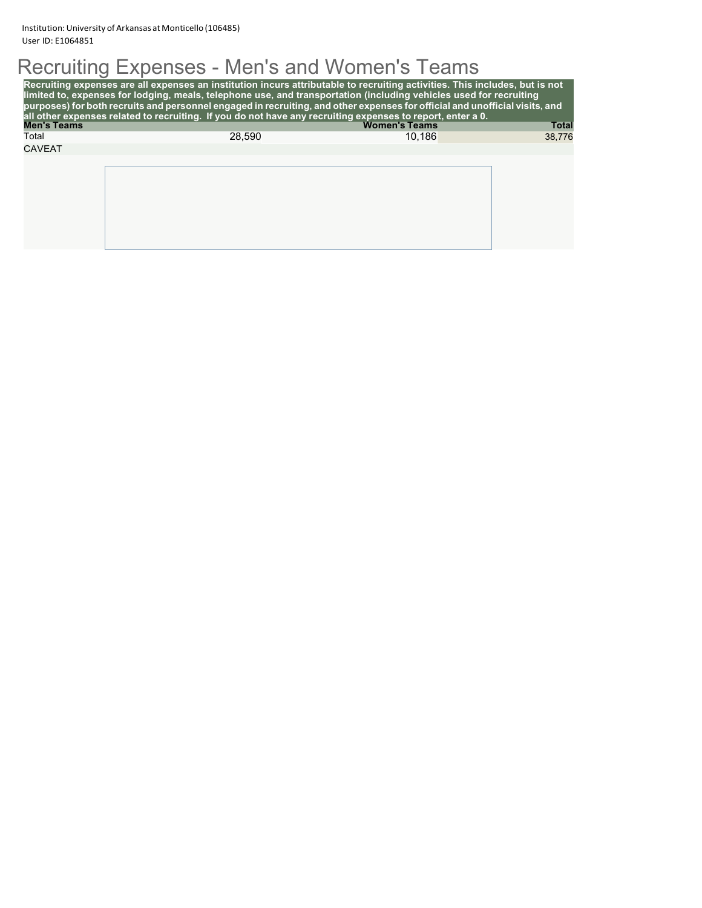Institution: University of Arkansas at Monticello (106485)
User ID: E1064851

# Recruiting Expenses - Men's and Women's Teams

**Recruiting expenses are all expenses an institution incurs attributable to recruiting activities. This includes, but is not limited to, expenses for lodging, meals, telephone use, and transportation (including vehicles used for recruiting purposes) for both recruits and personnel engaged in recruiting, and other expenses for official and unofficial visits, and all other expenses related to recruiting. If you do not have any recruiting expenses to report, enter a 0.**

| | Men's Teams | Women's Teams | Total |
|---|---|---|---|
| Total | 28,590 | 10,186 | 38,776 |

CAVEAT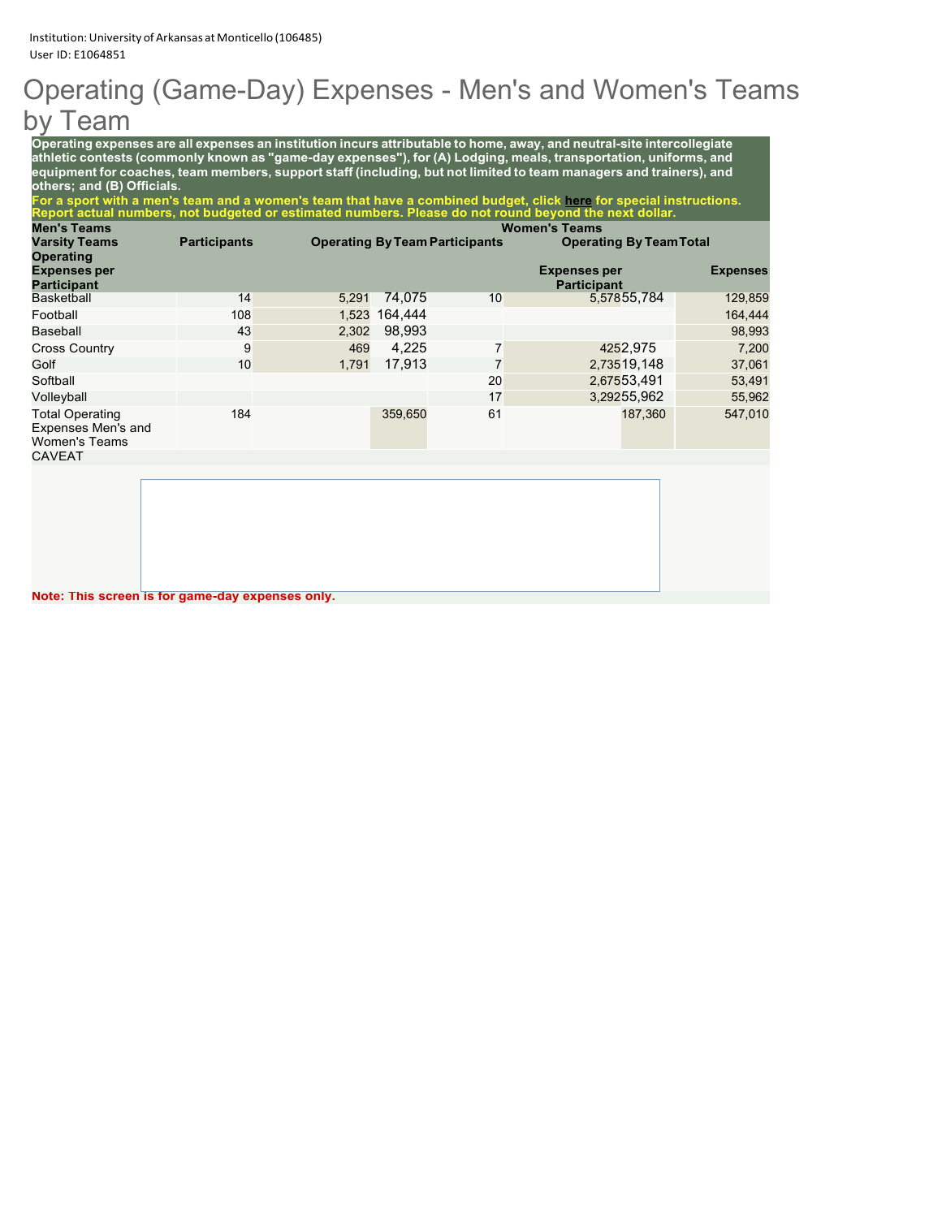Institution: University of Arkansas at Monticello (106485)
User ID: E1064851

# Operating (Game-Day) Expenses - Men's and Women's Teams by Team

**Operating expenses are all expenses an institution incurs attributable to home, away, and neutral-site intercollegiate athletic contests (commonly known as "game-day expenses"), for (A) Lodging, meals, transportation, uniforms, and equipment for coaches, team members, support staff (including, but not limited to team managers and trainers), and others; and (B) Officials.**

**For a sport with a men's team and a women's team that have a combined budget, click here for special instructions.**
**Report actual numbers, not budgeted or estimated numbers. Please do not round beyond the next dollar.**

| Men's Teams | | | | Women's Teams | | | |
|---|---|---|---|---|---|---|---|
| Varsity Teams | Participants | Operating Expenses per Participant | By Team | Participants | Operating Expenses per Participant | By Team | Total Expenses |
| Basketball | 14 | 5,291 | 74,075 | 10 | 5,578 | 55,784 | 129,859 |
| Football | 108 | 1,523 | 164,444 | | | | 164,444 |
| Baseball | 43 | 2,302 | 98,993 | | | | 98,993 |
| Cross Country | 9 | 469 | 4,225 | 7 | 425 | 2,975 | 7,200 |
| Golf | 10 | 1,791 | 17,913 | 7 | 2,735 | 19,148 | 37,061 |
| Softball | | | | 20 | 2,675 | 53,491 | 53,491 |
| Volleyball | | | | 17 | 3,292 | 55,962 | 55,962 |
| Total Operating Expenses Men's and Women's Teams | 184 | | 359,650 | 61 | | 187,360 | 547,010 |

CAVEAT

**Note: This screen is for game-day expenses only.**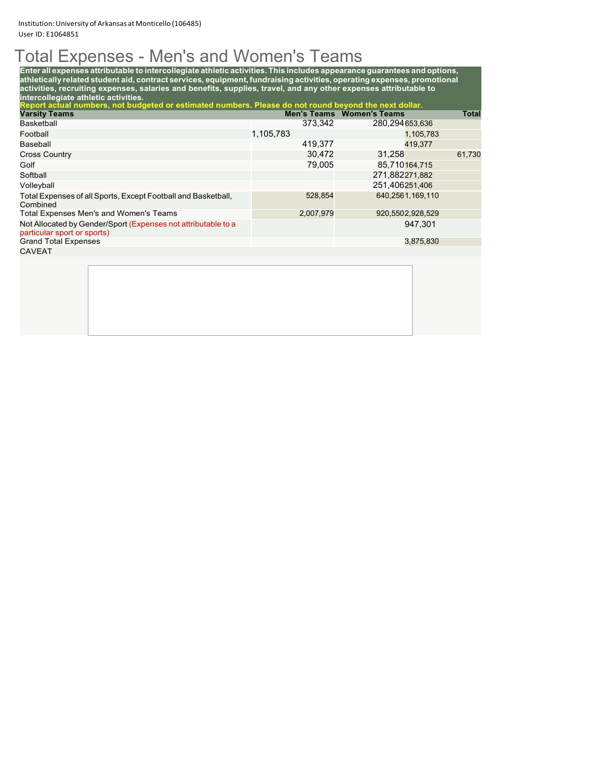Institution: University of Arkansas at Monticello (106485)
User ID: E1064851

# Total Expenses - Men's and Women's Teams

**Enter all expenses attributable to intercollegiate athletic activities. This includes appearance guarantees and options, athletically related student aid, contract services, equipment, fundraising activities, operating expenses, promotional activities, recruiting expenses, salaries and benefits, supplies, travel, and any other expenses attributable to intercollegiate athletic activities.**

**Report actual numbers, not budgeted or estimated numbers. Please do not round beyond the next dollar.**

| Varsity Teams | Men's Teams | Women's Teams | Total |
|---|---|---|---|
| Basketball | 373,342 | 280,294 | 653,636 |
| Football | 1,105,783 | | 1,105,783 |
| Baseball | 419,377 | | 419,377 |
| Cross Country | 30,472 | 31,258 | 61,730 |
| Golf | 79,005 | 85,710 | 164,715 |
| Softball | | 271,882 | 271,882 |
| Volleyball | | 251,406 | 251,406 |
| Total Expenses of all Sports, Except Football and Basketball, Combined | 528,854 | 640,256 | 1,169,110 |
| Total Expenses Men's and Women's Teams | 2,007,979 | 920,550 | 2,928,529 |
| Not Allocated by Gender/Sport (Expenses not attributable to a particular sport or sports) | | | 947,301 |
| Grand Total Expenses | | | 3,875,830 |

CAVEAT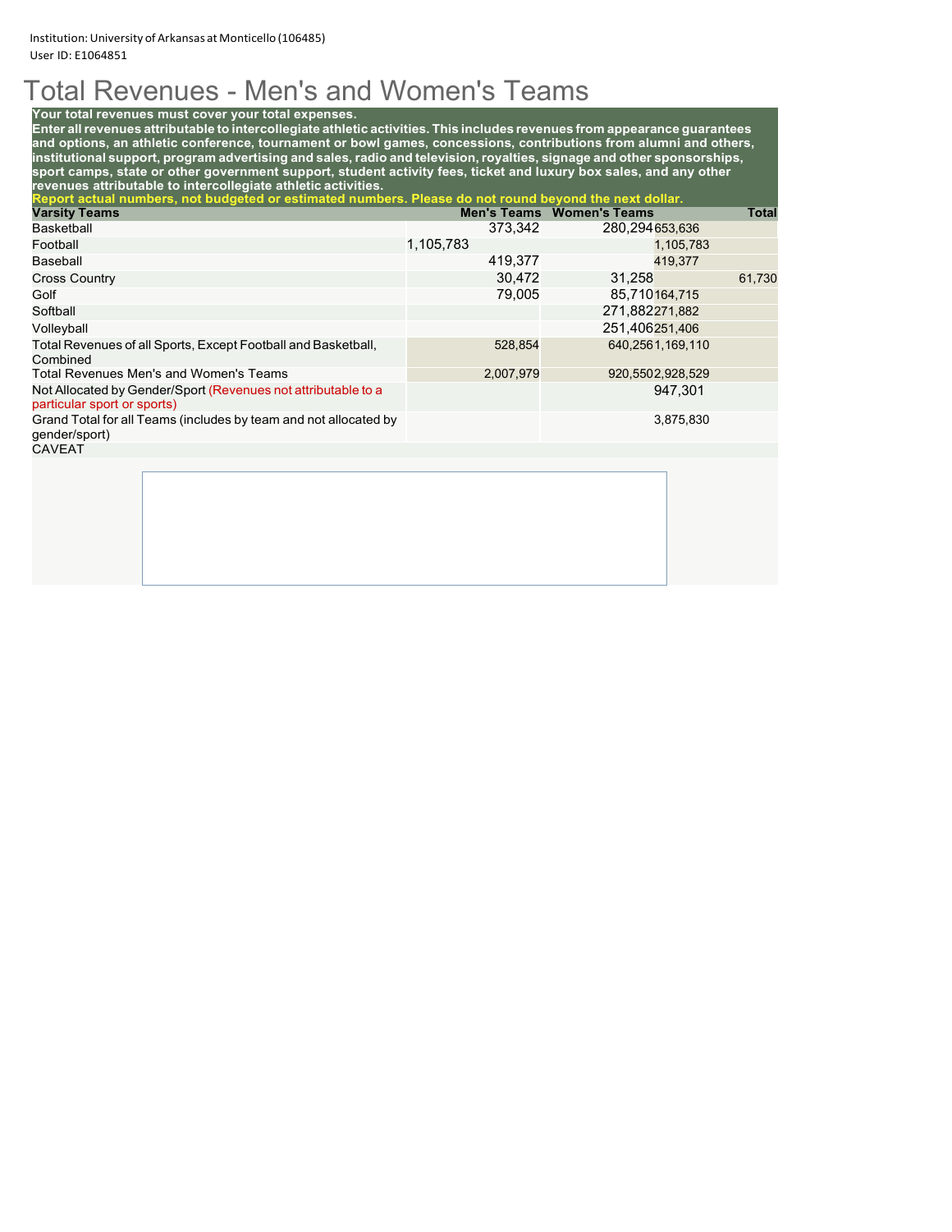Institution: University of Arkansas at Monticello (106485)
User ID: E1064851

# Total Revenues - Men's and Women's Teams

**Your total revenues must cover your total expenses.**
**Enter all revenues attributable to intercollegiate athletic activities. This includes revenues from appearance guarantees and options, an athletic conference, tournament or bowl games, concessions, contributions from alumni and others, institutional support, program advertising and sales, radio and television, royalties, signage and other sponsorships, sport camps, state or other government support, student activity fees, ticket and luxury box sales, and any other revenues attributable to intercollegiate athletic activities.**
**Report actual numbers, not budgeted or estimated numbers. Please do not round beyond the next dollar.**

| Varsity Teams | Men's Teams | Women's Teams | Total |
|---|---|---|---|
| Basketball | 373,342 | 280,294 | 653,636 |
| Football | 1,105,783 | | 1,105,783 |
| Baseball | 419,377 | | 419,377 |
| Cross Country | 30,472 | 31,258 | 61,730 |
| Golf | 79,005 | 85,710 | 164,715 |
| Softball | | 271,882 | 271,882 |
| Volleyball | | 251,406 | 251,406 |
| Total Revenues of all Sports, Except Football and Basketball, Combined | 528,854 | 640,256 | 1,169,110 |
| Total Revenues Men's and Women's Teams | 2,007,979 | 920,550 | 2,928,529 |
| Not Allocated by Gender/Sport (Revenues not attributable to a particular sport or sports) | | | 947,301 |
| Grand Total for all Teams (includes by team and not allocated by gender/sport) | | | 3,875,830 |

CAVEAT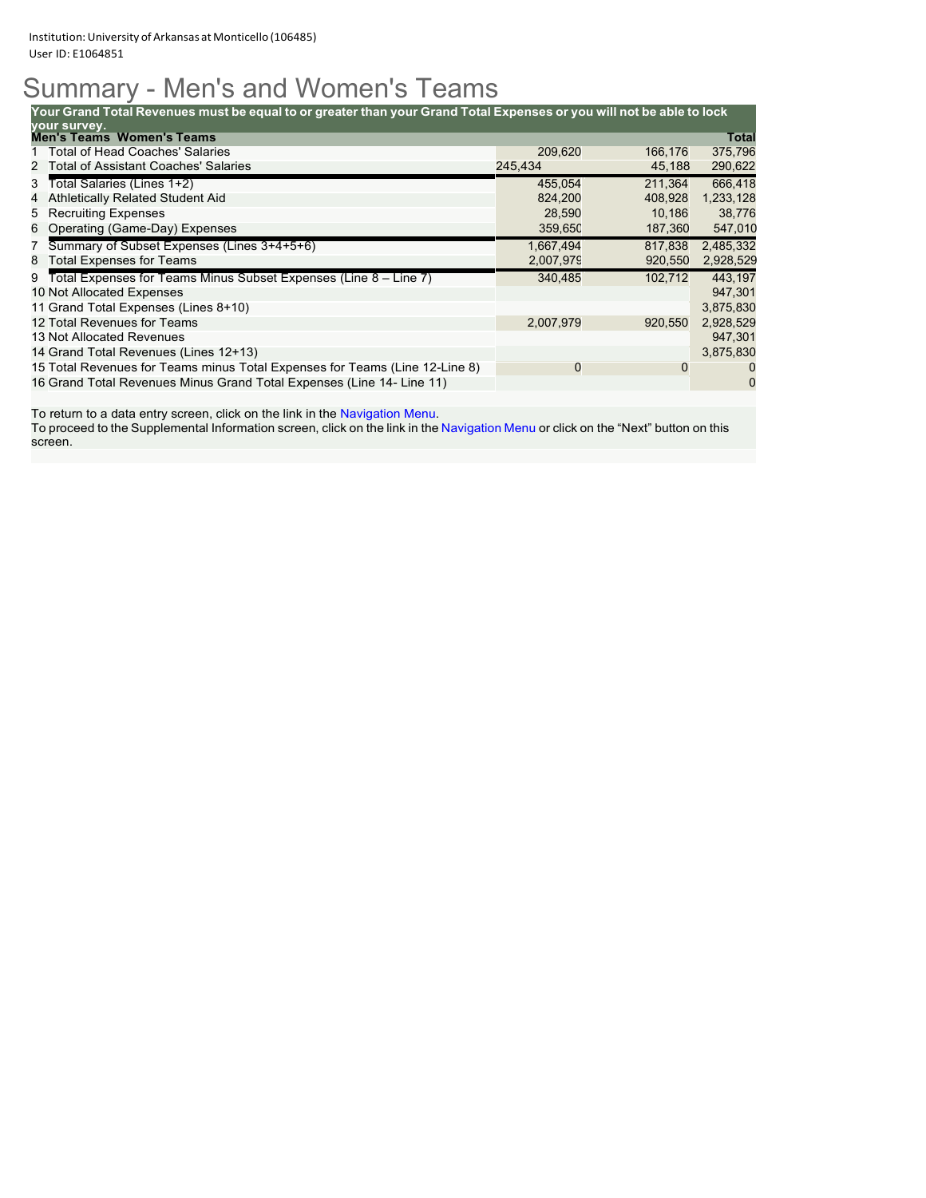Institution: University of Arkansas at Monticello (106485)
User ID: E1064851

# Summary - Men's and Women's Teams

**Your Grand Total Revenues must be equal to or greater than your Grand Total Expenses or you will not be able to lock your survey.**

| | Men's Teams | Women's Teams | Total |
|---|---|---|---|
| 1 Total of Head Coaches' Salaries | 209,620 | 166,176 | 375,796 |
| 2 Total of Assistant Coaches' Salaries | 245,434 | 45,188 | 290,622 |
| 3 Total Salaries (Lines 1+2) | 455,054 | 211,364 | 666,418 |
| 4 Athletically Related Student Aid | 824,200 | 408,928 | 1,233,128 |
| 5 Recruiting Expenses | 28,590 | 10,186 | 38,776 |
| 6 Operating (Game-Day) Expenses | 359,650 | 187,360 | 547,010 |
| 7 Summary of Subset Expenses (Lines 3+4+5+6) | 1,667,494 | 817,838 | 2,485,332 |
| 8 Total Expenses for Teams | 2,007,979 | 920,550 | 2,928,529 |
| 9 Total Expenses for Teams Minus Subset Expenses (Line 8 – Line 7) | 340,485 | 102,712 | 443,197 |
| 10 Not Allocated Expenses | | | 947,301 |
| 11 Grand Total Expenses (Lines 8+10) | | | 3,875,830 |
| 12 Total Revenues for Teams | 2,007,979 | 920,550 | 2,928,529 |
| 13 Not Allocated Revenues | | | 947,301 |
| 14 Grand Total Revenues (Lines 12+13) | | | 3,875,830 |
| 15 Total Revenues for Teams minus Total Expenses for Teams (Line 12-Line 8) | 0 | 0 | 0 |
| 16 Grand Total Revenues Minus Grand Total Expenses (Line 14- Line 11) | | | 0 |

To return to a data entry screen, click on the link in the Navigation Menu.
To proceed to the Supplemental Information screen, click on the link in the Navigation Menu or click on the "Next" button on this screen.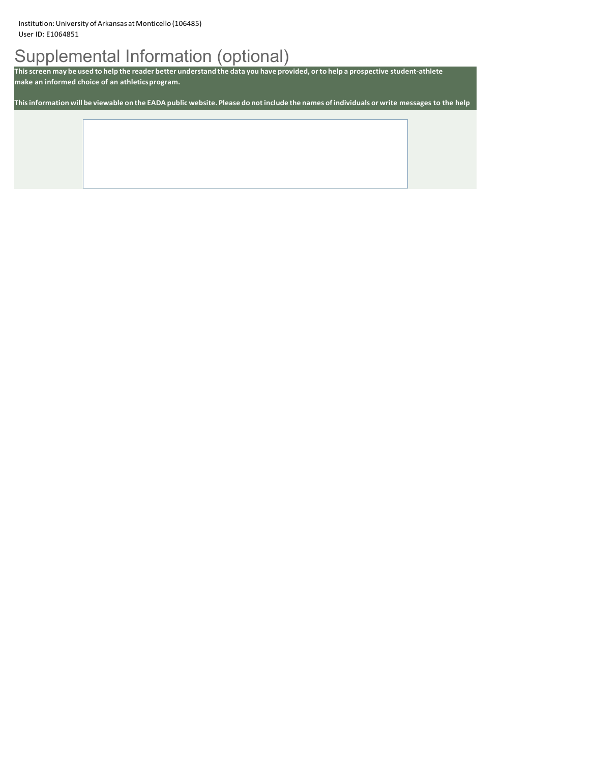Institution: University of Arkansas at Monticello (106485)
User ID: E1064851

# Supplemental Information (optional)

**This screen may be used to help the reader better understand the data you have provided, or to help a prospective student-athlete make an informed choice of an athletics program.**

**This information will be viewable on the EADA public website. Please do not include the names of individuals or write messages to the help**